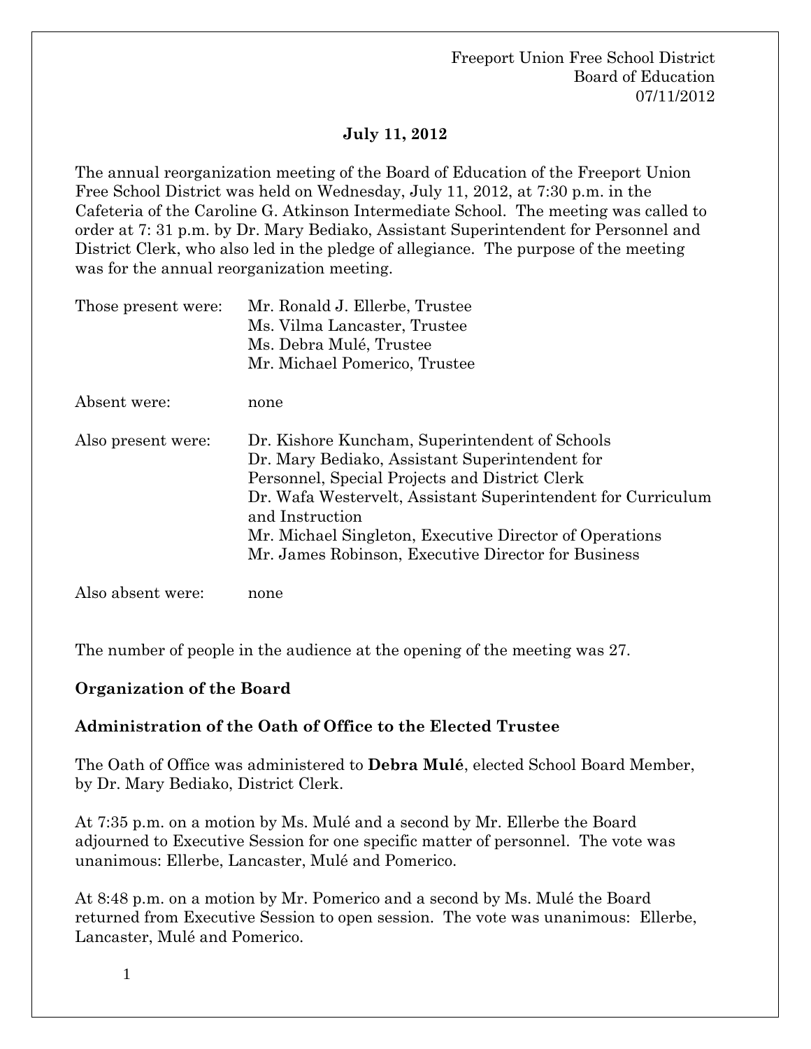Freeport Union Free School District
Board of Education
07/11/2012

**July 11, 2012**

The annual reorganization meeting of the Board of Education of the Freeport Union Free School District was held on Wednesday, July 11, 2012, at 7:30 p.m. in the Cafeteria of the Caroline G. Atkinson Intermediate School. The meeting was called to order at 7: 31 p.m. by Dr. Mary Bediako, Assistant Superintendent for Personnel and District Clerk, who also led in the pledge of allegiance. The purpose of the meeting was for the annual reorganization meeting.

| | |
|---|---|
| Those present were: | Mr. Ronald J. Ellerbe, Trustee<br>Ms. Vilma Lancaster, Trustee<br>Ms. Debra Mulé, Trustee<br>Mr. Michael Pomerico, Trustee |
| Absent were: | none |
| Also present were: | Dr. Kishore Kuncham, Superintendent of Schools<br>Dr. Mary Bediako, Assistant Superintendent for Personnel, Special Projects and District Clerk<br>Dr. Wafa Westervelt, Assistant Superintendent for Curriculum and Instruction<br>Mr. Michael Singleton, Executive Director of Operations<br>Mr. James Robinson, Executive Director for Business |
| Also absent were: | none |

The number of people in the audience at the opening of the meeting was 27.

## Organization of the Board

### Administration of the Oath of Office to the Elected Trustee

The Oath of Office was administered to **Debra Mulé**, elected School Board Member, by Dr. Mary Bediako, District Clerk.

At 7:35 p.m. on a motion by Ms. Mulé and a second by Mr. Ellerbe the Board adjourned to Executive Session for one specific matter of personnel. The vote was unanimous: Ellerbe, Lancaster, Mulé and Pomerico.

At 8:48 p.m. on a motion by Mr. Pomerico and a second by Ms. Mulé the Board returned from Executive Session to open session. The vote was unanimous: Ellerbe, Lancaster, Mulé and Pomerico.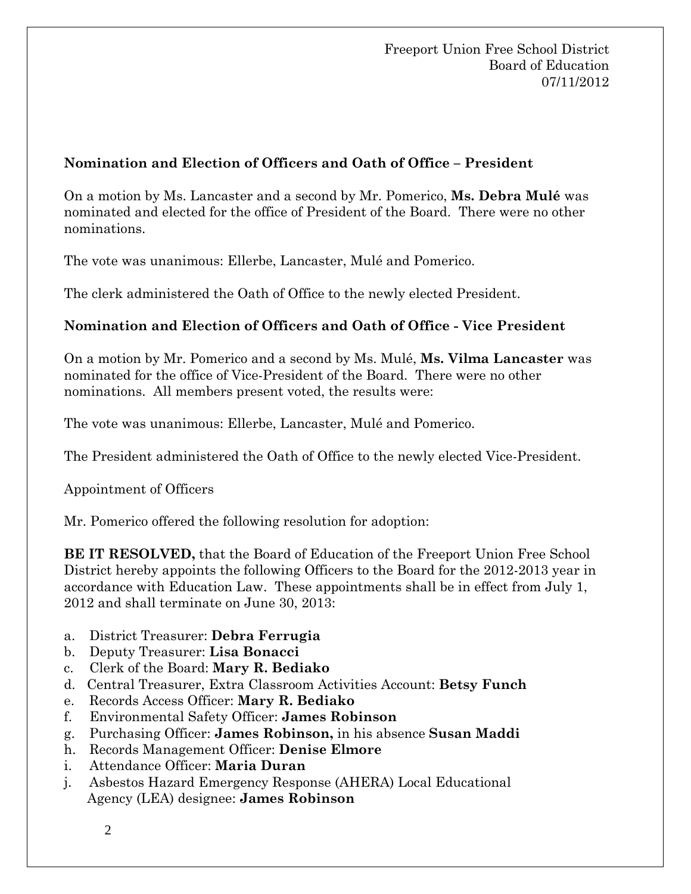Freeport Union Free School District
Board of Education
07/11/2012

**Nomination and Election of Officers and Oath of Office – President**

On a motion by Ms. Lancaster and a second by Mr. Pomerico, **Ms. Debra Mulé** was nominated and elected for the office of President of the Board. There were no other nominations.

The vote was unanimous: Ellerbe, Lancaster, Mulé and Pomerico.

The clerk administered the Oath of Office to the newly elected President.

**Nomination and Election of Officers and Oath of Office - Vice President**

On a motion by Mr. Pomerico and a second by Ms. Mulé, **Ms. Vilma Lancaster** was nominated for the office of Vice-President of the Board. There were no other nominations. All members present voted, the results were:

The vote was unanimous: Ellerbe, Lancaster, Mulé and Pomerico.

The President administered the Oath of Office to the newly elected Vice-President.

Appointment of Officers

Mr. Pomerico offered the following resolution for adoption:

**BE IT RESOLVED,** that the Board of Education of the Freeport Union Free School District hereby appoints the following Officers to the Board for the 2012-2013 year in accordance with Education Law. These appointments shall be in effect from July 1, 2012 and shall terminate on June 30, 2013:

a. District Treasurer: **Debra Ferrugia**
b. Deputy Treasurer: **Lisa Bonacci**
c. Clerk of the Board: **Mary R. Bediako**
d. Central Treasurer, Extra Classroom Activities Account: **Betsy Funch**
e. Records Access Officer: **Mary R. Bediako**
f. Environmental Safety Officer: **James Robinson**
g. Purchasing Officer: **James Robinson,** in his absence **Susan Maddi**
h. Records Management Officer: **Denise Elmore**
i. Attendance Officer: **Maria Duran**
j. Asbestos Hazard Emergency Response (AHERA) Local Educational Agency (LEA) designee: **James Robinson**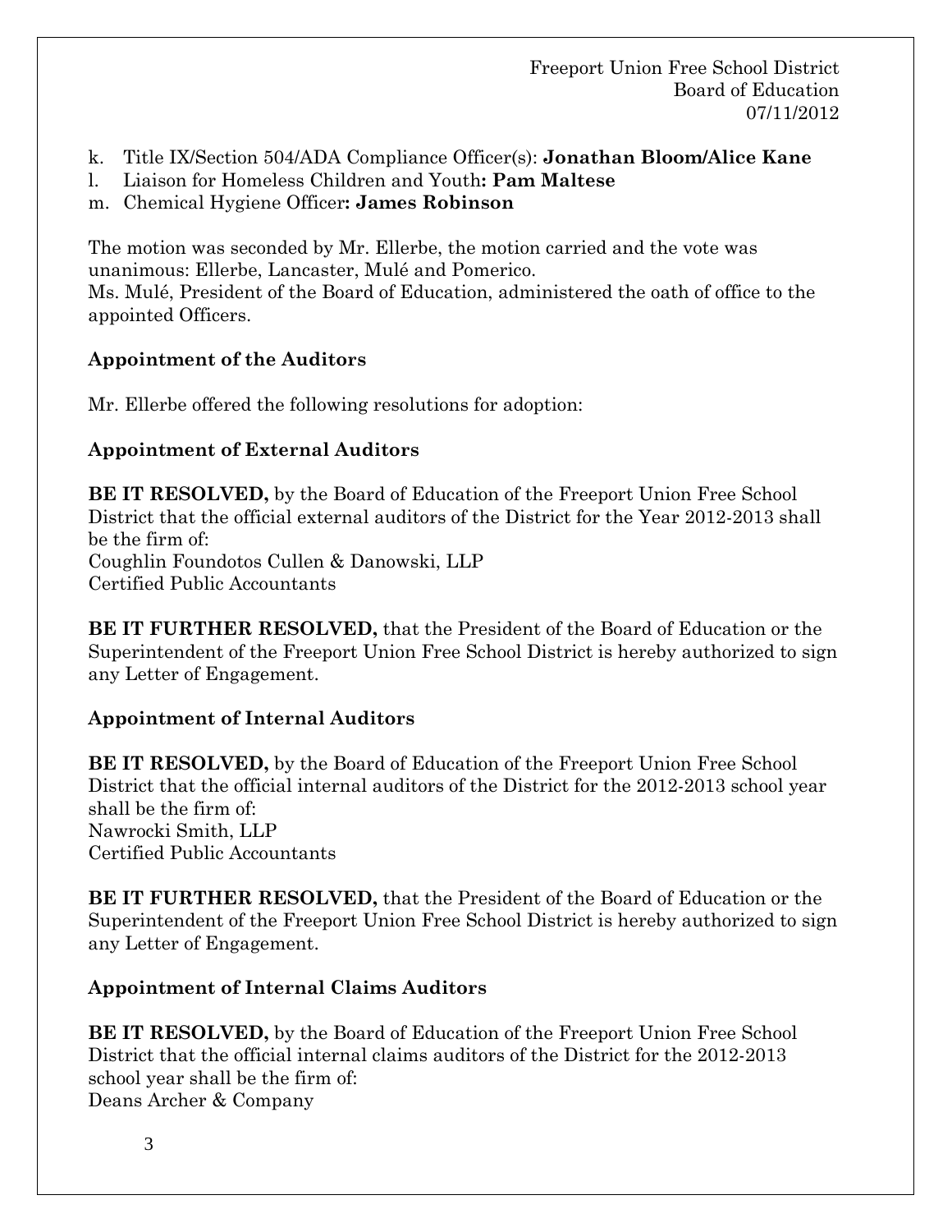k. Title IX/Section 504/ADA Compliance Officer(s): **Jonathan Bloom/Alice Kane**
l. Liaison for Homeless Children and Youth**: Pam Maltese**
m. Chemical Hygiene Officer**: James Robinson**

The motion was seconded by Mr. Ellerbe, the motion carried and the vote was unanimous: Ellerbe, Lancaster, Mulé and Pomerico.
Ms. Mulé, President of the Board of Education, administered the oath of office to the appointed Officers.

**Appointment of the Auditors**

Mr. Ellerbe offered the following resolutions for adoption:

**Appointment of External Auditors**

**BE IT RESOLVED,** by the Board of Education of the Freeport Union Free School District that the official external auditors of the District for the Year 2012-2013 shall be the firm of:
Coughlin Foundotos Cullen & Danowski, LLP
Certified Public Accountants

**BE IT FURTHER RESOLVED,** that the President of the Board of Education or the Superintendent of the Freeport Union Free School District is hereby authorized to sign any Letter of Engagement.

**Appointment of Internal Auditors**

**BE IT RESOLVED,** by the Board of Education of the Freeport Union Free School District that the official internal auditors of the District for the 2012-2013 school year shall be the firm of:
Nawrocki Smith, LLP
Certified Public Accountants

**BE IT FURTHER RESOLVED,** that the President of the Board of Education or the Superintendent of the Freeport Union Free School District is hereby authorized to sign any Letter of Engagement.

**Appointment of Internal Claims Auditors**

**BE IT RESOLVED,** by the Board of Education of the Freeport Union Free School District that the official internal claims auditors of the District for the 2012-2013 school year shall be the firm of:
Deans Archer & Company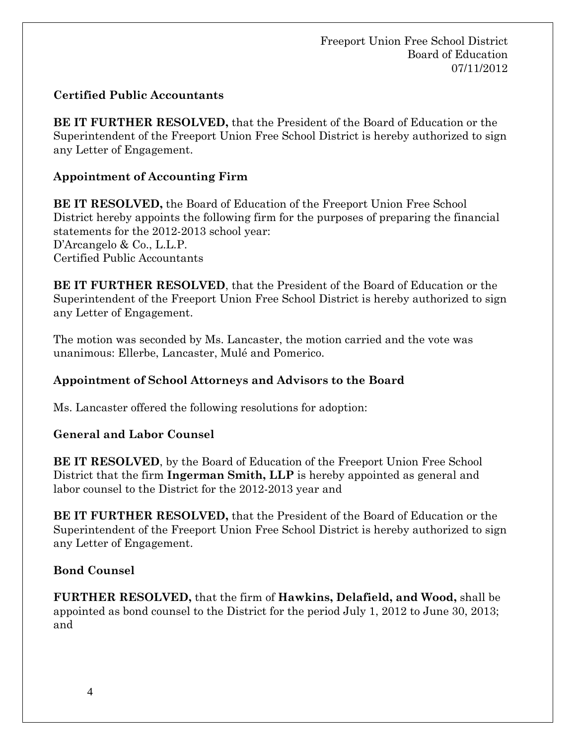**Certified Public Accountants**

**BE IT FURTHER RESOLVED,** that the President of the Board of Education or the Superintendent of the Freeport Union Free School District is hereby authorized to sign any Letter of Engagement.

**Appointment of Accounting Firm**

**BE IT RESOLVED,** the Board of Education of the Freeport Union Free School District hereby appoints the following firm for the purposes of preparing the financial statements for the 2012-2013 school year:
D'Arcangelo & Co., L.L.P.
Certified Public Accountants

**BE IT FURTHER RESOLVED**, that the President of the Board of Education or the Superintendent of the Freeport Union Free School District is hereby authorized to sign any Letter of Engagement.

The motion was seconded by Ms. Lancaster, the motion carried and the vote was unanimous: Ellerbe, Lancaster, Mulé and Pomerico.

**Appointment of School Attorneys and Advisors to the Board**

Ms. Lancaster offered the following resolutions for adoption:

**General and Labor Counsel**

**BE IT RESOLVED**, by the Board of Education of the Freeport Union Free School District that the firm **Ingerman Smith, LLP** is hereby appointed as general and labor counsel to the District for the 2012-2013 year and

**BE IT FURTHER RESOLVED,** that the President of the Board of Education or the Superintendent of the Freeport Union Free School District is hereby authorized to sign any Letter of Engagement.

**Bond Counsel**

**FURTHER RESOLVED,** that the firm of **Hawkins, Delafield, and Wood,** shall be appointed as bond counsel to the District for the period July 1, 2012 to June 30, 2013; and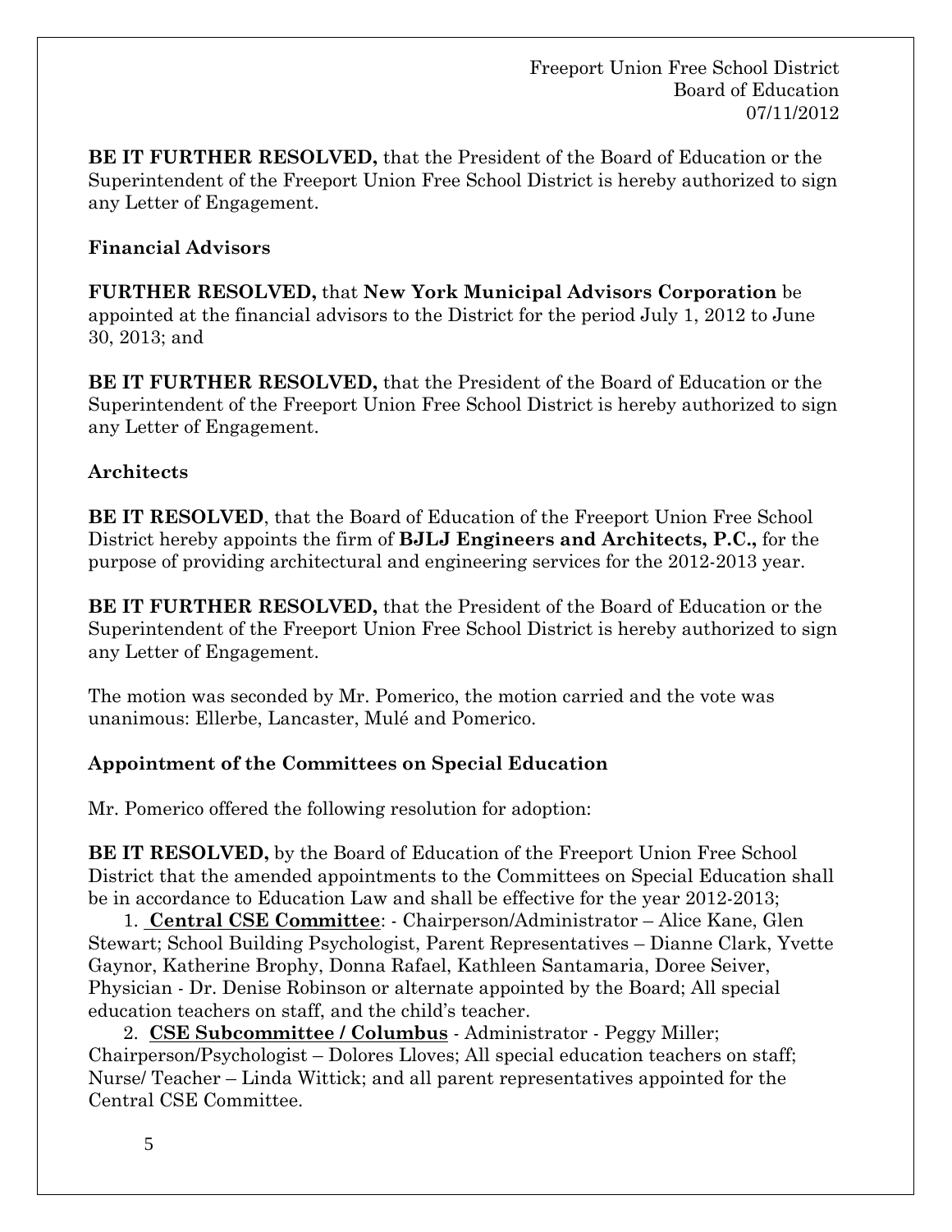**BE IT FURTHER RESOLVED,** that the President of the Board of Education or the Superintendent of the Freeport Union Free School District is hereby authorized to sign any Letter of Engagement.

**Financial Advisors**

**FURTHER RESOLVED,** that **New York Municipal Advisors Corporation** be appointed at the financial advisors to the District for the period July 1, 2012 to June 30, 2013; and

**BE IT FURTHER RESOLVED,** that the President of the Board of Education or the Superintendent of the Freeport Union Free School District is hereby authorized to sign any Letter of Engagement.

**Architects**

**BE IT RESOLVED**, that the Board of Education of the Freeport Union Free School District hereby appoints the firm of **BJLJ Engineers and Architects, P.C.,** for the purpose of providing architectural and engineering services for the 2012-2013 year.

**BE IT FURTHER RESOLVED,** that the President of the Board of Education or the Superintendent of the Freeport Union Free School District is hereby authorized to sign any Letter of Engagement.

The motion was seconded by Mr. Pomerico, the motion carried and the vote was unanimous: Ellerbe, Lancaster, Mulé and Pomerico.

**Appointment of the Committees on Special Education**

Mr. Pomerico offered the following resolution for adoption:

**BE IT RESOLVED,** by the Board of Education of the Freeport Union Free School District that the amended appointments to the Committees on Special Education shall be in accordance to Education Law and shall be effective for the year 2012-2013;

1. **Central CSE Committee**: - Chairperson/Administrator – Alice Kane, Glen Stewart; School Building Psychologist, Parent Representatives – Dianne Clark, Yvette Gaynor, Katherine Brophy, Donna Rafael, Kathleen Santamaria, Doree Seiver, Physician - Dr. Denise Robinson or alternate appointed by the Board; All special education teachers on staff, and the child's teacher.
2. **CSE Subcommittee / Columbus** - Administrator - Peggy Miller; Chairperson/Psychologist – Dolores Lloves; All special education teachers on staff; Nurse/ Teacher – Linda Wittick; and all parent representatives appointed for the Central CSE Committee.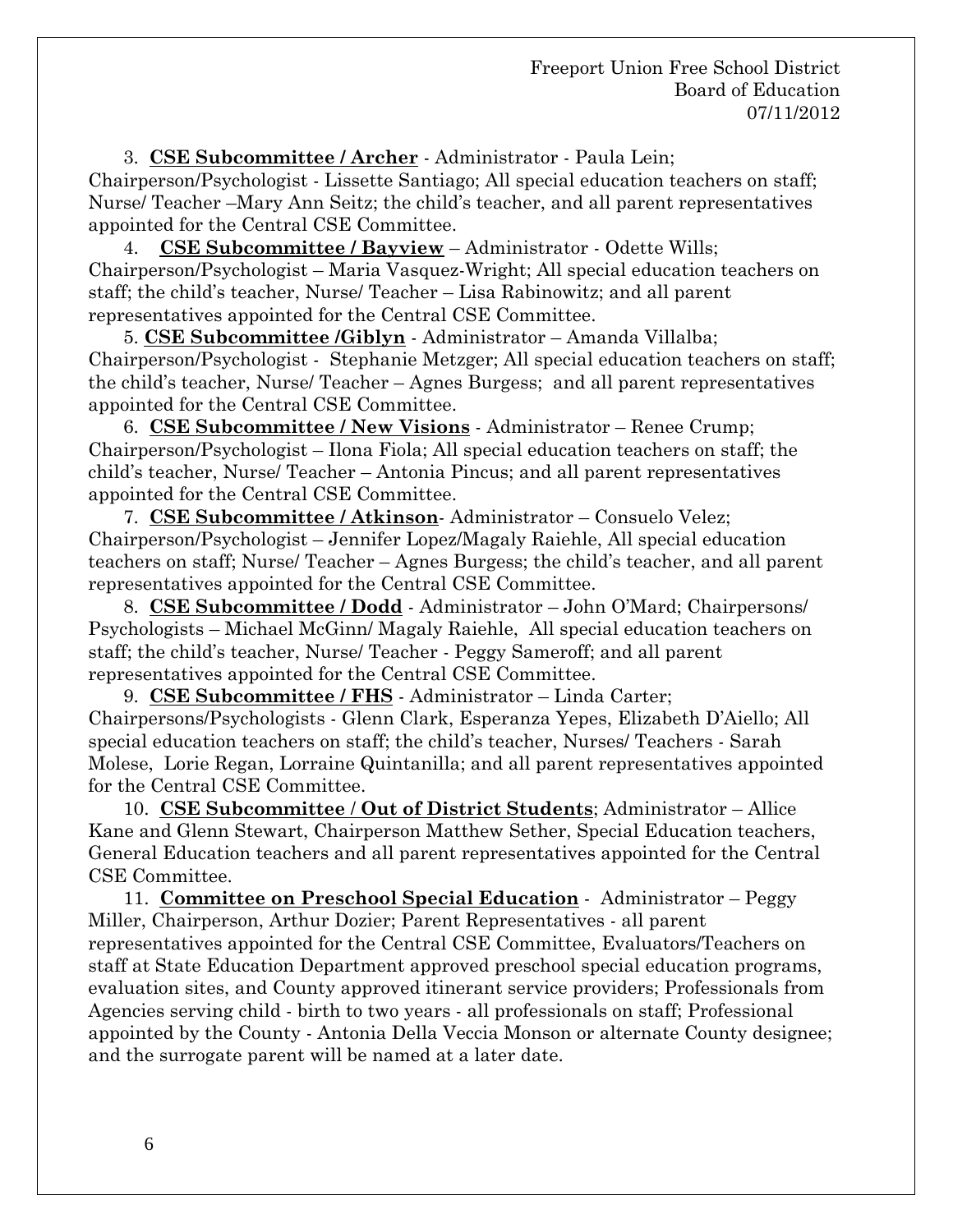3. **CSE Subcommittee / Archer** - Administrator - Paula Lein; Chairperson/Psychologist - Lissette Santiago; All special education teachers on staff; Nurse/ Teacher –Mary Ann Seitz; the child's teacher, and all parent representatives appointed for the Central CSE Committee.

4. **CSE Subcommittee / Bayview** – Administrator - Odette Wills; Chairperson/Psychologist – Maria Vasquez-Wright; All special education teachers on staff; the child's teacher, Nurse/ Teacher – Lisa Rabinowitz; and all parent representatives appointed for the Central CSE Committee.

5. **CSE Subcommittee /Giblyn** - Administrator – Amanda Villalba; Chairperson/Psychologist - Stephanie Metzger; All special education teachers on staff; the child's teacher, Nurse/ Teacher – Agnes Burgess; and all parent representatives appointed for the Central CSE Committee.

6. **CSE Subcommittee / New Visions** - Administrator – Renee Crump; Chairperson/Psychologist – Ilona Fiola; All special education teachers on staff; the child's teacher, Nurse/ Teacher – Antonia Pincus; and all parent representatives appointed for the Central CSE Committee.

7. **CSE Subcommittee / Atkinson**- Administrator – Consuelo Velez; Chairperson/Psychologist – Jennifer Lopez/Magaly Raiehle, All special education teachers on staff; Nurse/ Teacher – Agnes Burgess; the child's teacher, and all parent representatives appointed for the Central CSE Committee.

8. **CSE Subcommittee / Dodd** - Administrator – John O'Mard; Chairpersons/ Psychologists – Michael McGinn/ Magaly Raiehle, All special education teachers on staff; the child's teacher, Nurse/ Teacher - Peggy Sameroff; and all parent representatives appointed for the Central CSE Committee.

9. **CSE Subcommittee / FHS** - Administrator – Linda Carter; Chairpersons/Psychologists - Glenn Clark, Esperanza Yepes, Elizabeth D'Aiello; All special education teachers on staff; the child's teacher, Nurses/ Teachers - Sarah Molese, Lorie Regan, Lorraine Quintanilla; and all parent representatives appointed for the Central CSE Committee.

10. **CSE Subcommittee / Out of District Students**; Administrator – Allice Kane and Glenn Stewart, Chairperson Matthew Sether, Special Education teachers, General Education teachers and all parent representatives appointed for the Central CSE Committee.

11. **Committee on Preschool Special Education** - Administrator – Peggy Miller, Chairperson, Arthur Dozier; Parent Representatives - all parent representatives appointed for the Central CSE Committee, Evaluators/Teachers on staff at State Education Department approved preschool special education programs, evaluation sites, and County approved itinerant service providers; Professionals from Agencies serving child - birth to two years - all professionals on staff; Professional appointed by the County - Antonia Della Veccia Monson or alternate County designee; and the surrogate parent will be named at a later date.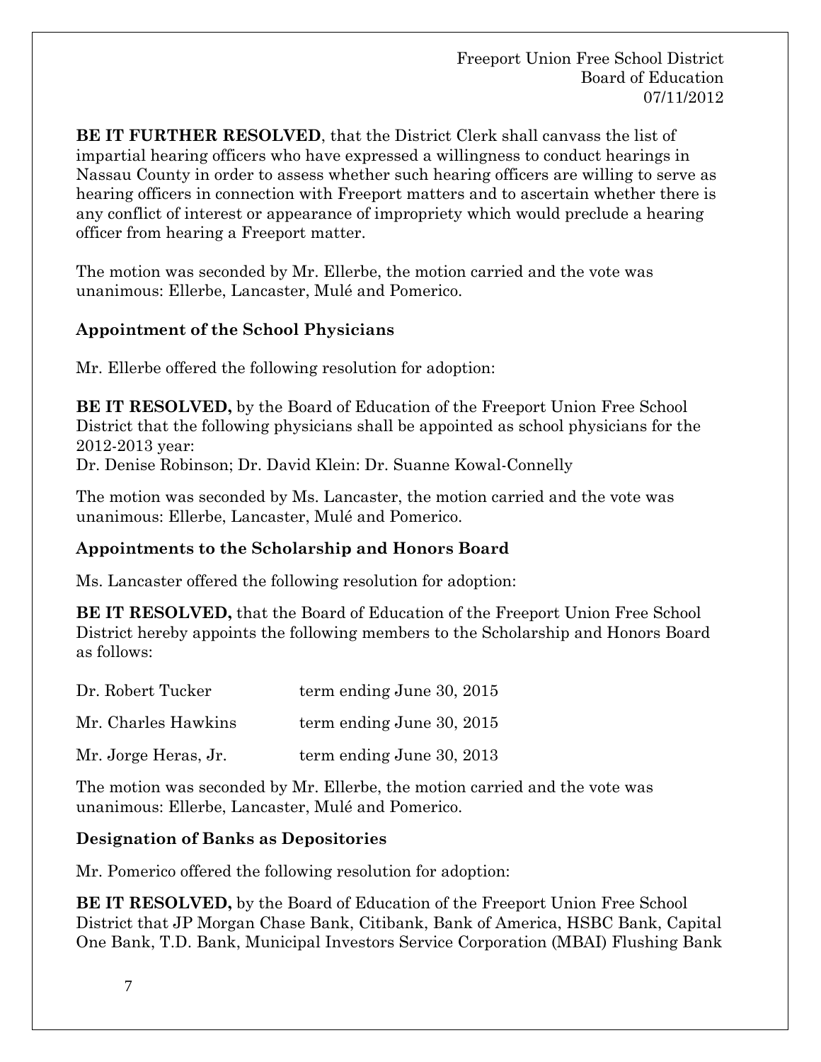**BE IT FURTHER RESOLVED**, that the District Clerk shall canvass the list of impartial hearing officers who have expressed a willingness to conduct hearings in Nassau County in order to assess whether such hearing officers are willing to serve as hearing officers in connection with Freeport matters and to ascertain whether there is any conflict of interest or appearance of impropriety which would preclude a hearing officer from hearing a Freeport matter.

The motion was seconded by Mr. Ellerbe, the motion carried and the vote was unanimous: Ellerbe, Lancaster, Mulé and Pomerico.

**Appointment of the School Physicians**

Mr. Ellerbe offered the following resolution for adoption:

**BE IT RESOLVED,** by the Board of Education of the Freeport Union Free School District that the following physicians shall be appointed as school physicians for the 2012-2013 year:
Dr. Denise Robinson; Dr. David Klein: Dr. Suanne Kowal-Connelly

The motion was seconded by Ms. Lancaster, the motion carried and the vote was unanimous: Ellerbe, Lancaster, Mulé and Pomerico.

**Appointments to the Scholarship and Honors Board**

Ms. Lancaster offered the following resolution for adoption:

**BE IT RESOLVED,** that the Board of Education of the Freeport Union Free School District hereby appoints the following members to the Scholarship and Honors Board as follows:

| | |
|---|---|
| Dr. Robert Tucker | term ending June 30, 2015 |
| Mr. Charles Hawkins | term ending June 30, 2015 |
| Mr. Jorge Heras, Jr. | term ending June 30, 2013 |

The motion was seconded by Mr. Ellerbe, the motion carried and the vote was unanimous: Ellerbe, Lancaster, Mulé and Pomerico.

**Designation of Banks as Depositories**

Mr. Pomerico offered the following resolution for adoption:

**BE IT RESOLVED,** by the Board of Education of the Freeport Union Free School District that JP Morgan Chase Bank, Citibank, Bank of America, HSBC Bank, Capital One Bank, T.D. Bank, Municipal Investors Service Corporation (MBAI) Flushing Bank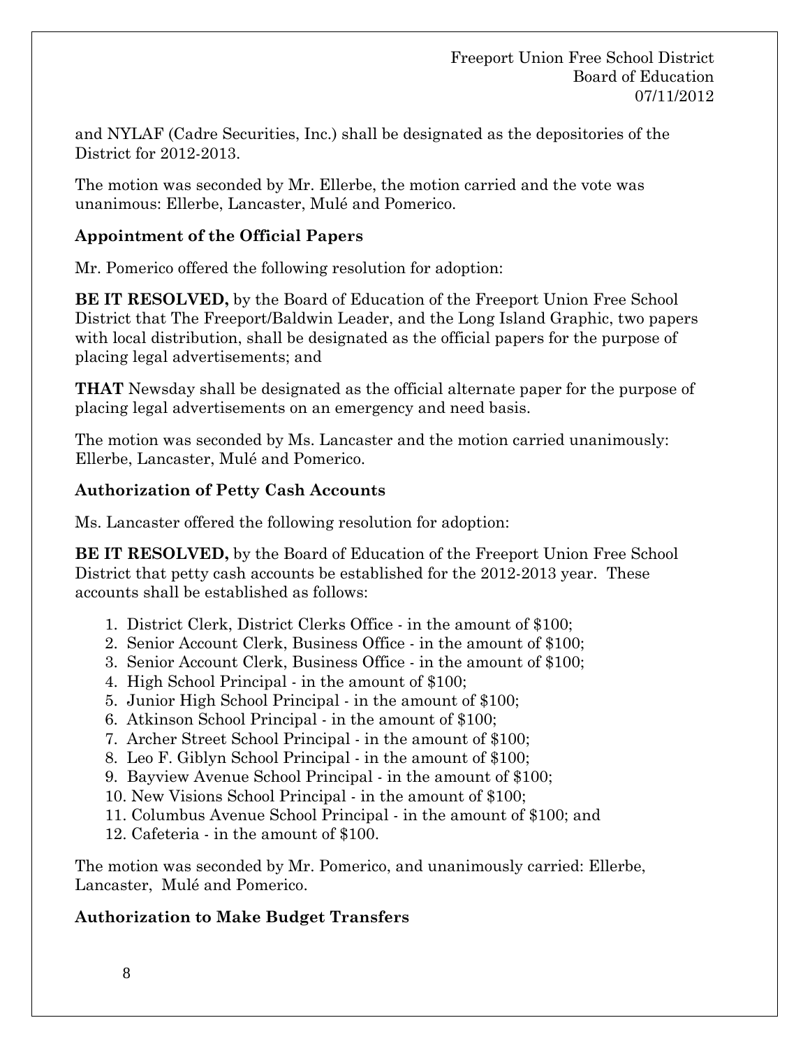and NYLAF (Cadre Securities, Inc.) shall be designated as the depositories of the District for 2012-2013.

The motion was seconded by Mr. Ellerbe, the motion carried and the vote was unanimous: Ellerbe, Lancaster, Mulé and Pomerico.

**Appointment of the Official Papers**

Mr. Pomerico offered the following resolution for adoption:

**BE IT RESOLVED,** by the Board of Education of the Freeport Union Free School District that The Freeport/Baldwin Leader, and the Long Island Graphic, two papers with local distribution, shall be designated as the official papers for the purpose of placing legal advertisements; and

**THAT** Newsday shall be designated as the official alternate paper for the purpose of placing legal advertisements on an emergency and need basis.

The motion was seconded by Ms. Lancaster and the motion carried unanimously: Ellerbe, Lancaster, Mulé and Pomerico.

**Authorization of Petty Cash Accounts**

Ms. Lancaster offered the following resolution for adoption:

**BE IT RESOLVED,** by the Board of Education of the Freeport Union Free School District that petty cash accounts be established for the 2012-2013 year. These accounts shall be established as follows:

1. District Clerk, District Clerks Office - in the amount of $100;
2. Senior Account Clerk, Business Office - in the amount of $100;
3. Senior Account Clerk, Business Office - in the amount of $100;
4. High School Principal - in the amount of $100;
5. Junior High School Principal - in the amount of $100;
6. Atkinson School Principal - in the amount of $100;
7. Archer Street School Principal - in the amount of $100;
8. Leo F. Giblyn School Principal - in the amount of $100;
9. Bayview Avenue School Principal - in the amount of $100;
10. New Visions School Principal - in the amount of $100;
11. Columbus Avenue School Principal - in the amount of $100; and
12. Cafeteria - in the amount of $100.

The motion was seconded by Mr. Pomerico, and unanimously carried: Ellerbe, Lancaster, Mulé and Pomerico.

**Authorization to Make Budget Transfers**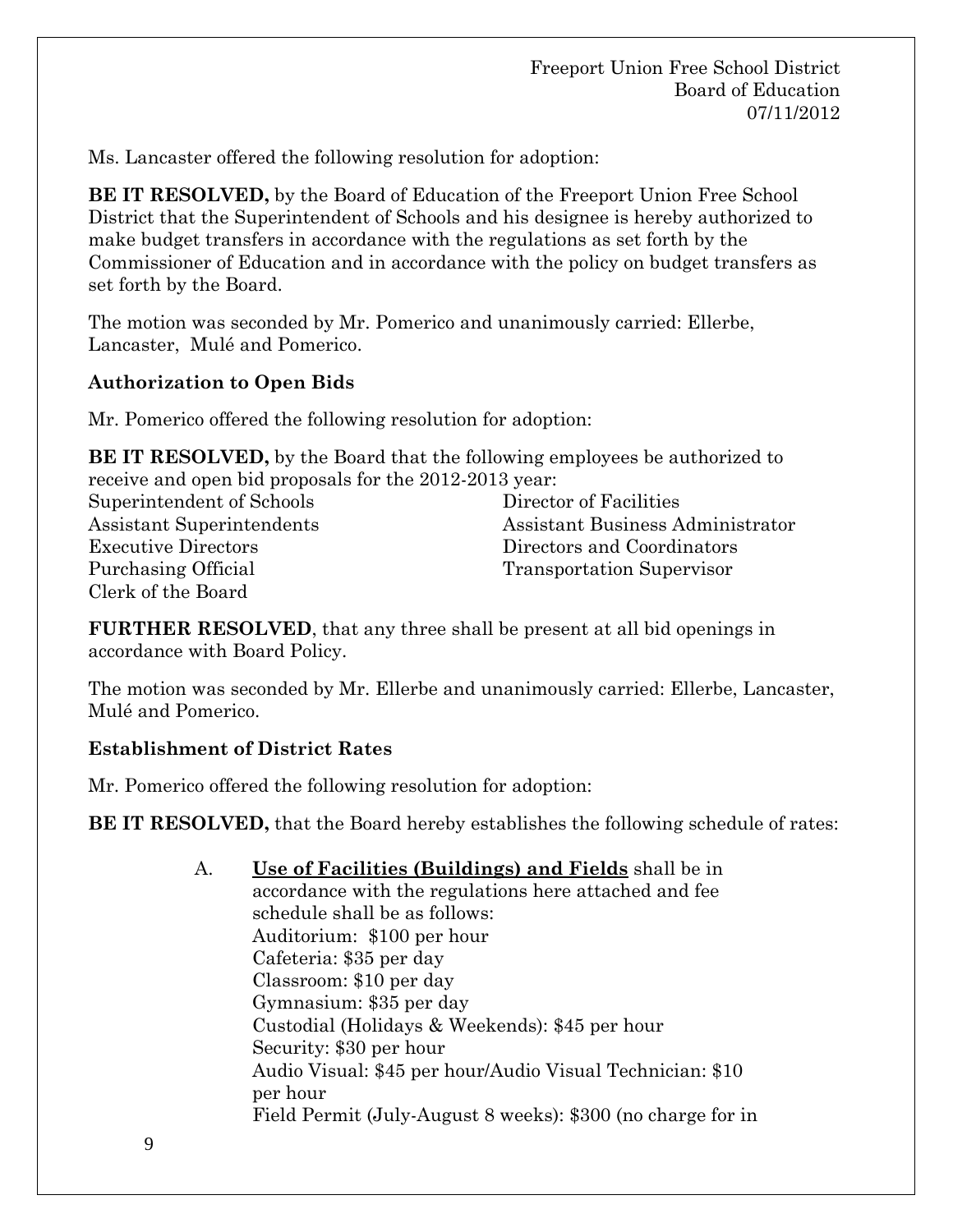Ms. Lancaster offered the following resolution for adoption:

**BE IT RESOLVED,** by the Board of Education of the Freeport Union Free School District that the Superintendent of Schools and his designee is hereby authorized to make budget transfers in accordance with the regulations as set forth by the Commissioner of Education and in accordance with the policy on budget transfers as set forth by the Board.

The motion was seconded by Mr. Pomerico and unanimously carried: Ellerbe, Lancaster, Mulé and Pomerico.

**Authorization to Open Bids**

Mr. Pomerico offered the following resolution for adoption:

**BE IT RESOLVED,** by the Board that the following employees be authorized to receive and open bid proposals for the 2012-2013 year:

Superintendent of Schools
Assistant Superintendents
Executive Directors
Purchasing Official
Clerk of the Board
Director of Facilities
Assistant Business Administrator
Directors and Coordinators
Transportation Supervisor

**FURTHER RESOLVED**, that any three shall be present at all bid openings in accordance with Board Policy.

The motion was seconded by Mr. Ellerbe and unanimously carried: Ellerbe, Lancaster, Mulé and Pomerico.

**Establishment of District Rates**

Mr. Pomerico offered the following resolution for adoption:

**BE IT RESOLVED,** that the Board hereby establishes the following schedule of rates:

A. **Use of Facilities (Buildings) and Fields** shall be in accordance with the regulations here attached and fee schedule shall be as follows:
Auditorium: $100 per hour
Cafeteria: $35 per day
Classroom: $10 per day
Gymnasium: $35 per day
Custodial (Holidays & Weekends): $45 per hour
Security: $30 per hour
Audio Visual: $45 per hour/Audio Visual Technician: $10 per hour
Field Permit (July-August 8 weeks): $300 (no charge for in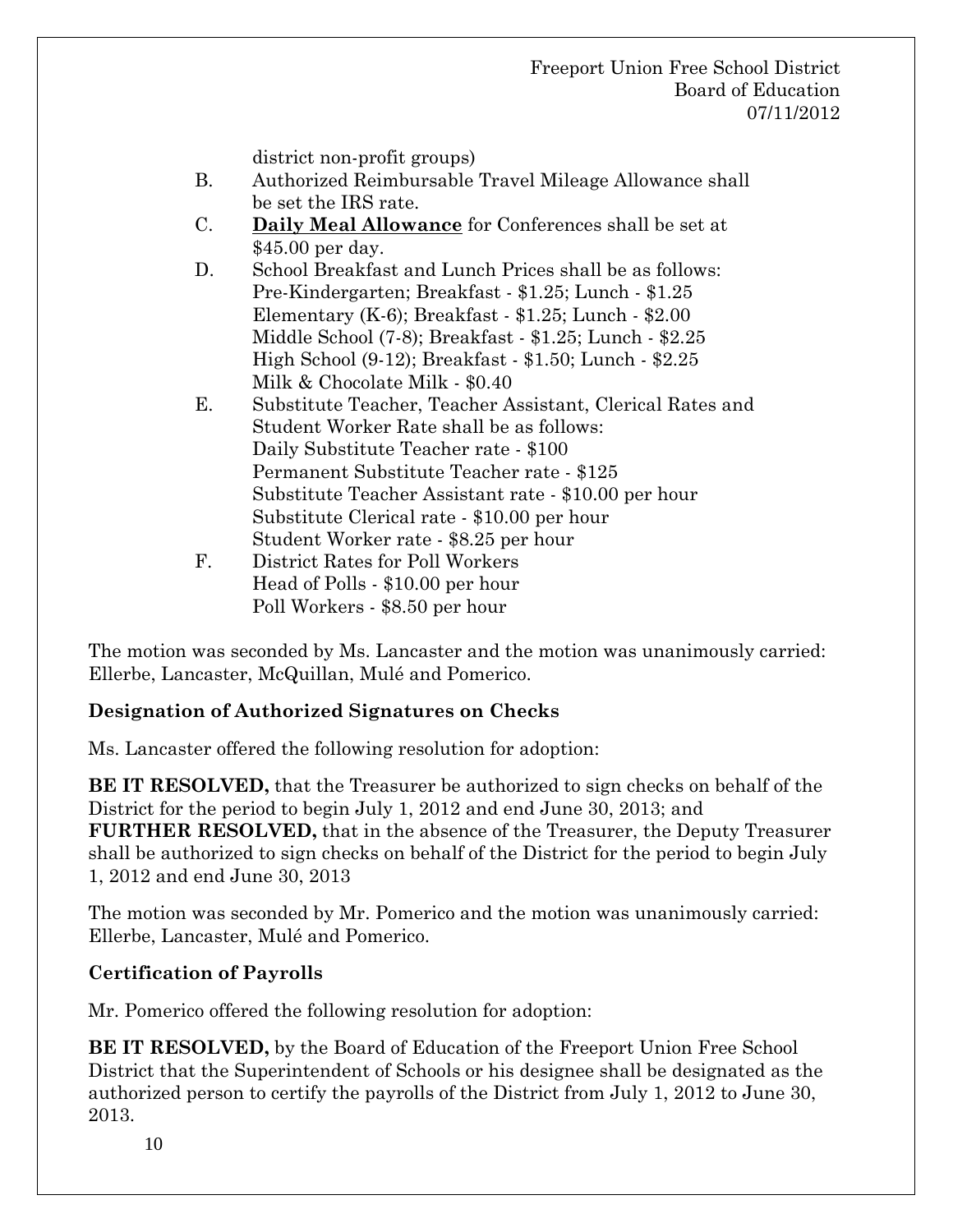district non-profit groups)

B. Authorized Reimbursable Travel Mileage Allowance shall be set the IRS rate.

C. **Daily Meal Allowance** for Conferences shall be set at $45.00 per day.

D. School Breakfast and Lunch Prices shall be as follows:
Pre-Kindergarten; Breakfast - $1.25; Lunch - $1.25
Elementary (K-6); Breakfast - $1.25; Lunch - $2.00
Middle School (7-8); Breakfast - $1.25; Lunch - $2.25
High School (9-12); Breakfast - $1.50; Lunch - $2.25
Milk & Chocolate Milk - $0.40

E. Substitute Teacher, Teacher Assistant, Clerical Rates and Student Worker Rate shall be as follows:
Daily Substitute Teacher rate - $100
Permanent Substitute Teacher rate - $125
Substitute Teacher Assistant rate - $10.00 per hour
Substitute Clerical rate - $10.00 per hour
Student Worker rate - $8.25 per hour

F. District Rates for Poll Workers
Head of Polls - $10.00 per hour
Poll Workers - $8.50 per hour

The motion was seconded by Ms. Lancaster and the motion was unanimously carried: Ellerbe, Lancaster, McQuillan, Mulé and Pomerico.

**Designation of Authorized Signatures on Checks**

Ms. Lancaster offered the following resolution for adoption:

**BE IT RESOLVED,** that the Treasurer be authorized to sign checks on behalf of the District for the period to begin July 1, 2012 and end June 30, 2013; and
**FURTHER RESOLVED,** that in the absence of the Treasurer, the Deputy Treasurer shall be authorized to sign checks on behalf of the District for the period to begin July 1, 2012 and end June 30, 2013

The motion was seconded by Mr. Pomerico and the motion was unanimously carried: Ellerbe, Lancaster, Mulé and Pomerico.

**Certification of Payrolls**

Mr. Pomerico offered the following resolution for adoption:

**BE IT RESOLVED,** by the Board of Education of the Freeport Union Free School District that the Superintendent of Schools or his designee shall be designated as the authorized person to certify the payrolls of the District from July 1, 2012 to June 30, 2013.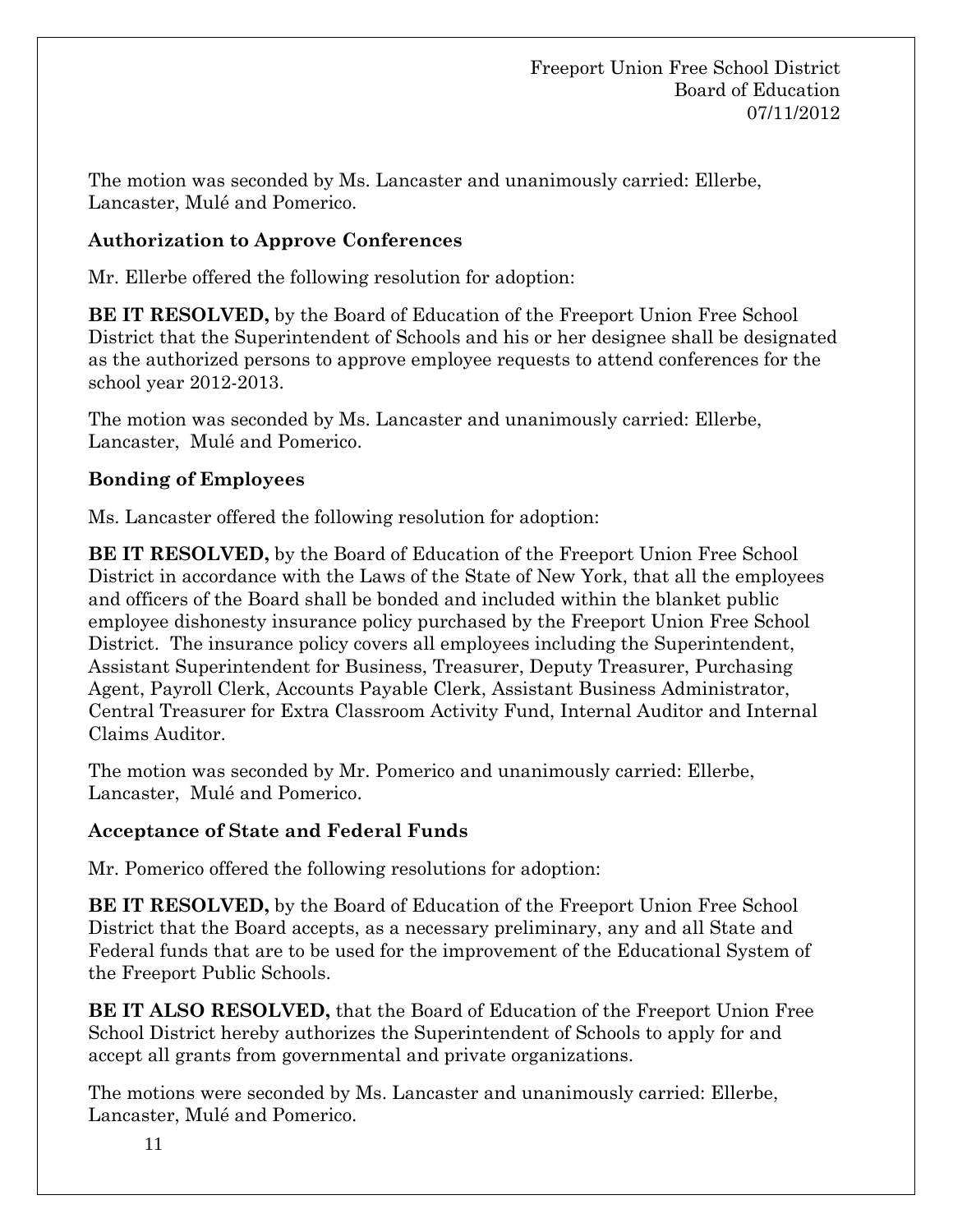The motion was seconded by Ms. Lancaster and unanimously carried: Ellerbe, Lancaster, Mulé and Pomerico.

**Authorization to Approve Conferences**

Mr. Ellerbe offered the following resolution for adoption:

**BE IT RESOLVED,** by the Board of Education of the Freeport Union Free School District that the Superintendent of Schools and his or her designee shall be designated as the authorized persons to approve employee requests to attend conferences for the school year 2012-2013.

The motion was seconded by Ms. Lancaster and unanimously carried: Ellerbe, Lancaster, Mulé and Pomerico.

**Bonding of Employees**

Ms. Lancaster offered the following resolution for adoption:

**BE IT RESOLVED,** by the Board of Education of the Freeport Union Free School District in accordance with the Laws of the State of New York, that all the employees and officers of the Board shall be bonded and included within the blanket public employee dishonesty insurance policy purchased by the Freeport Union Free School District. The insurance policy covers all employees including the Superintendent, Assistant Superintendent for Business, Treasurer, Deputy Treasurer, Purchasing Agent, Payroll Clerk, Accounts Payable Clerk, Assistant Business Administrator, Central Treasurer for Extra Classroom Activity Fund, Internal Auditor and Internal Claims Auditor.

The motion was seconded by Mr. Pomerico and unanimously carried: Ellerbe, Lancaster, Mulé and Pomerico.

**Acceptance of State and Federal Funds**

Mr. Pomerico offered the following resolutions for adoption:

**BE IT RESOLVED,** by the Board of Education of the Freeport Union Free School District that the Board accepts, as a necessary preliminary, any and all State and Federal funds that are to be used for the improvement of the Educational System of the Freeport Public Schools.

**BE IT ALSO RESOLVED,** that the Board of Education of the Freeport Union Free School District hereby authorizes the Superintendent of Schools to apply for and accept all grants from governmental and private organizations.

The motions were seconded by Ms. Lancaster and unanimously carried: Ellerbe, Lancaster, Mulé and Pomerico.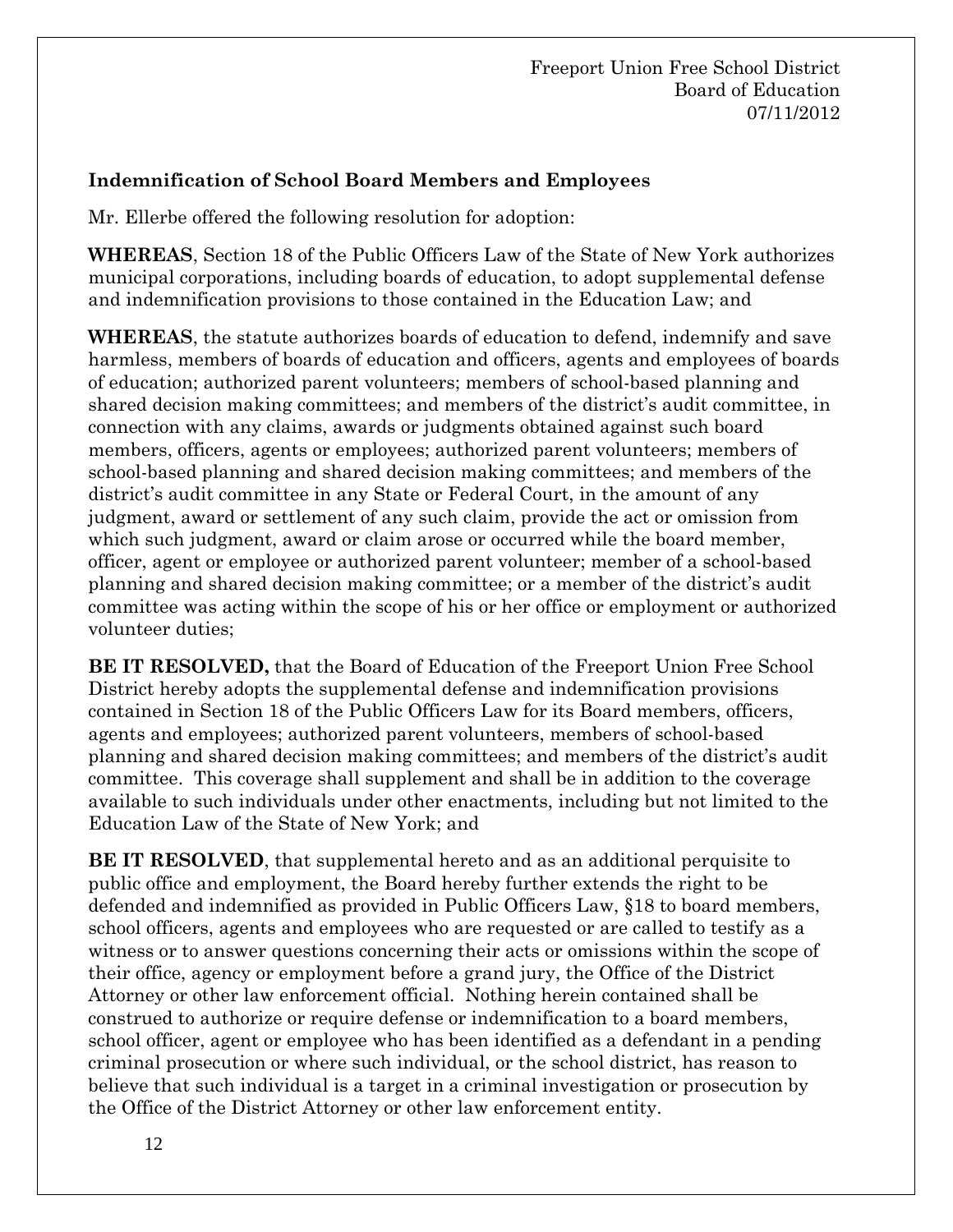Freeport Union Free School District
Board of Education
07/11/2012

**Indemnification of School Board Members and Employees**

Mr. Ellerbe offered the following resolution for adoption:

**WHEREAS**, Section 18 of the Public Officers Law of the State of New York authorizes municipal corporations, including boards of education, to adopt supplemental defense and indemnification provisions to those contained in the Education Law; and

**WHEREAS**, the statute authorizes boards of education to defend, indemnify and save harmless, members of boards of education and officers, agents and employees of boards of education; authorized parent volunteers; members of school-based planning and shared decision making committees; and members of the district's audit committee, in connection with any claims, awards or judgments obtained against such board members, officers, agents or employees; authorized parent volunteers; members of school-based planning and shared decision making committees; and members of the district's audit committee in any State or Federal Court, in the amount of any judgment, award or settlement of any such claim, provide the act or omission from which such judgment, award or claim arose or occurred while the board member, officer, agent or employee or authorized parent volunteer; member of a school-based planning and shared decision making committee; or a member of the district's audit committee was acting within the scope of his or her office or employment or authorized volunteer duties;

**BE IT RESOLVED,** that the Board of Education of the Freeport Union Free School District hereby adopts the supplemental defense and indemnification provisions contained in Section 18 of the Public Officers Law for its Board members, officers, agents and employees; authorized parent volunteers, members of school-based planning and shared decision making committees; and members of the district's audit committee. This coverage shall supplement and shall be in addition to the coverage available to such individuals under other enactments, including but not limited to the Education Law of the State of New York; and

**BE IT RESOLVED**, that supplemental hereto and as an additional perquisite to public office and employment, the Board hereby further extends the right to be defended and indemnified as provided in Public Officers Law, §18 to board members, school officers, agents and employees who are requested or are called to testify as a witness or to answer questions concerning their acts or omissions within the scope of their office, agency or employment before a grand jury, the Office of the District Attorney or other law enforcement official. Nothing herein contained shall be construed to authorize or require defense or indemnification to a board members, school officer, agent or employee who has been identified as a defendant in a pending criminal prosecution or where such individual, or the school district, has reason to believe that such individual is a target in a criminal investigation or prosecution by the Office of the District Attorney or other law enforcement entity.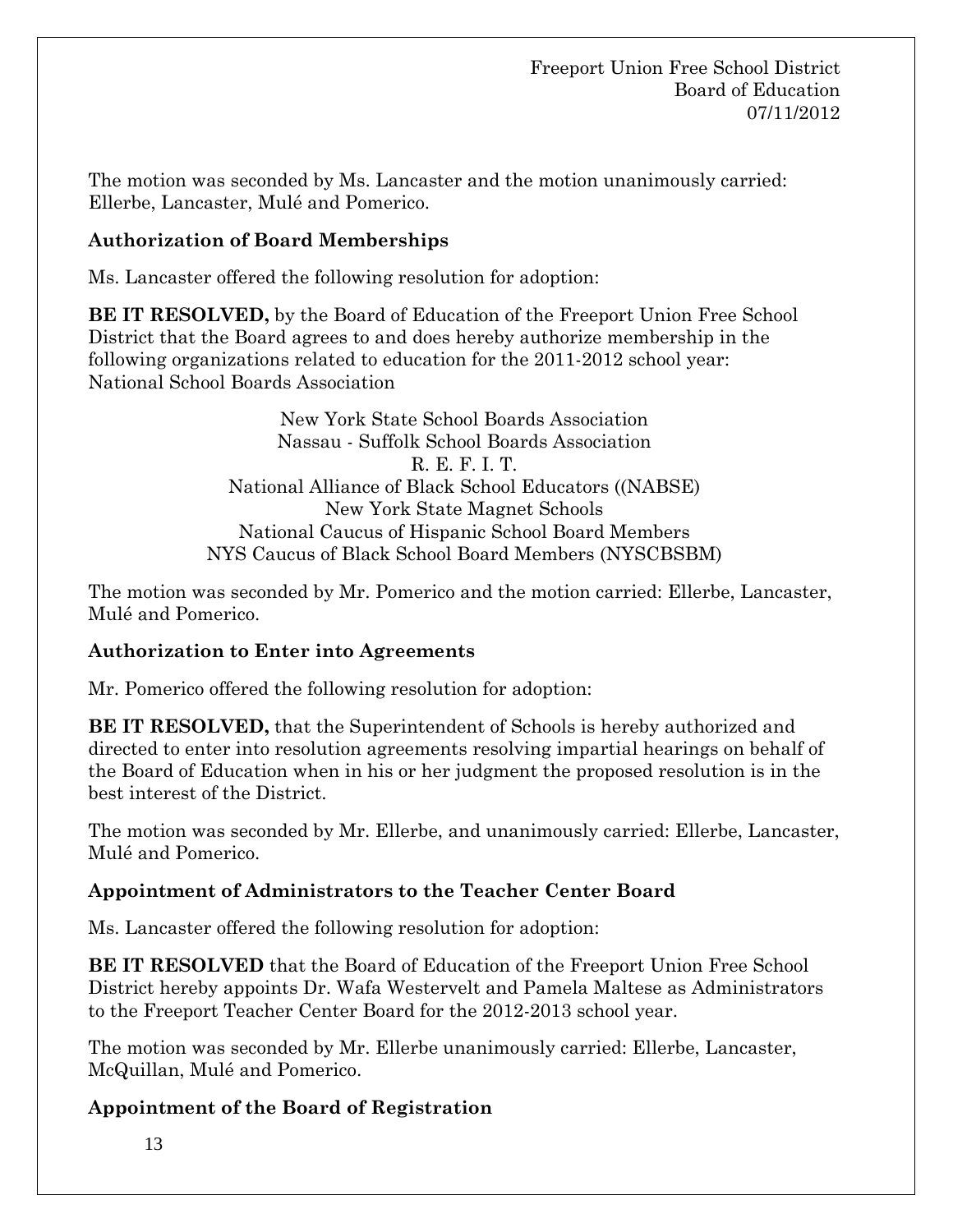The motion was seconded by Ms. Lancaster and the motion unanimously carried: Ellerbe, Lancaster, Mulé and Pomerico.

**Authorization of Board Memberships**

Ms. Lancaster offered the following resolution for adoption:

**BE IT RESOLVED,** by the Board of Education of the Freeport Union Free School District that the Board agrees to and does hereby authorize membership in the following organizations related to education for the 2011-2012 school year:
National School Boards Association

New York State School Boards Association
Nassau - Suffolk School Boards Association
R. E. F. I. T.
National Alliance of Black School Educators ((NABSE)
New York State Magnet Schools
National Caucus of Hispanic School Board Members
NYS Caucus of Black School Board Members (NYSCBSBM)

The motion was seconded by Mr. Pomerico and the motion carried: Ellerbe, Lancaster, Mulé and Pomerico.

**Authorization to Enter into Agreements**

Mr. Pomerico offered the following resolution for adoption:

**BE IT RESOLVED,** that the Superintendent of Schools is hereby authorized and directed to enter into resolution agreements resolving impartial hearings on behalf of the Board of Education when in his or her judgment the proposed resolution is in the best interest of the District.

The motion was seconded by Mr. Ellerbe, and unanimously carried: Ellerbe, Lancaster, Mulé and Pomerico.

**Appointment of Administrators to the Teacher Center Board**

Ms. Lancaster offered the following resolution for adoption:

**BE IT RESOLVED** that the Board of Education of the Freeport Union Free School District hereby appoints Dr. Wafa Westervelt and Pamela Maltese as Administrators to the Freeport Teacher Center Board for the 2012-2013 school year.

The motion was seconded by Mr. Ellerbe unanimously carried: Ellerbe, Lancaster, McQuillan, Mulé and Pomerico.

**Appointment of the Board of Registration**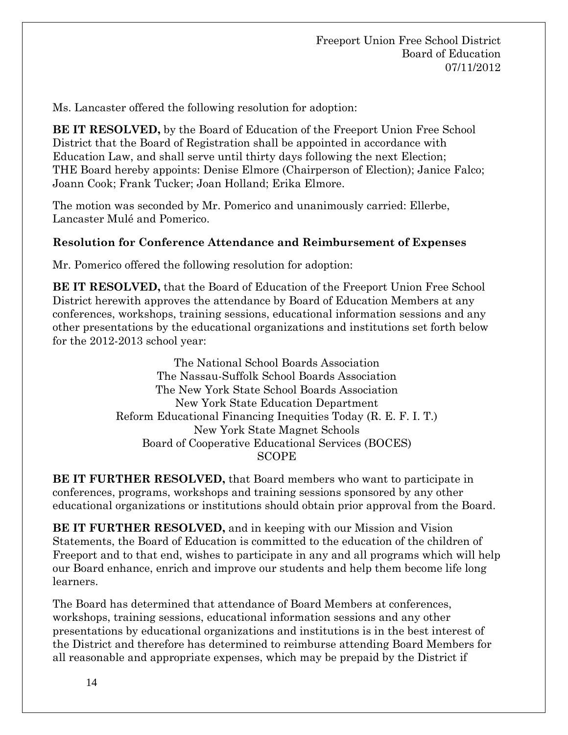Ms. Lancaster offered the following resolution for adoption:

**BE IT RESOLVED,** by the Board of Education of the Freeport Union Free School District that the Board of Registration shall be appointed in accordance with Education Law, and shall serve until thirty days following the next Election; THE Board hereby appoints: Denise Elmore (Chairperson of Election); Janice Falco; Joann Cook; Frank Tucker; Joan Holland; Erika Elmore.

The motion was seconded by Mr. Pomerico and unanimously carried: Ellerbe, Lancaster Mulé and Pomerico.

**Resolution for Conference Attendance and Reimbursement of Expenses**

Mr. Pomerico offered the following resolution for adoption:

**BE IT RESOLVED,** that the Board of Education of the Freeport Union Free School District herewith approves the attendance by Board of Education Members at any conferences, workshops, training sessions, educational information sessions and any other presentations by the educational organizations and institutions set forth below for the 2012-2013 school year:

The National School Boards Association
The Nassau-Suffolk School Boards Association
The New York State School Boards Association
New York State Education Department
Reform Educational Financing Inequities Today (R. E. F. I. T.)
New York State Magnet Schools
Board of Cooperative Educational Services (BOCES)
SCOPE

**BE IT FURTHER RESOLVED,** that Board members who want to participate in conferences, programs, workshops and training sessions sponsored by any other educational organizations or institutions should obtain prior approval from the Board.

**BE IT FURTHER RESOLVED,** and in keeping with our Mission and Vision Statements, the Board of Education is committed to the education of the children of Freeport and to that end, wishes to participate in any and all programs which will help our Board enhance, enrich and improve our students and help them become life long learners.

The Board has determined that attendance of Board Members at conferences, workshops, training sessions, educational information sessions and any other presentations by educational organizations and institutions is in the best interest of the District and therefore has determined to reimburse attending Board Members for all reasonable and appropriate expenses, which may be prepaid by the District if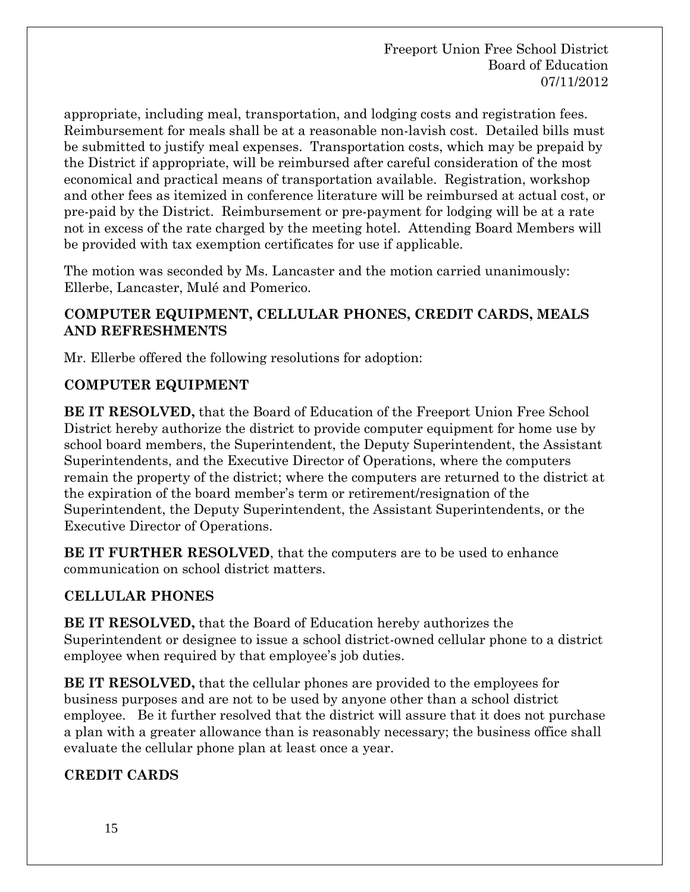appropriate, including meal, transportation, and lodging costs and registration fees. Reimbursement for meals shall be at a reasonable non-lavish cost. Detailed bills must be submitted to justify meal expenses. Transportation costs, which may be prepaid by the District if appropriate, will be reimbursed after careful consideration of the most economical and practical means of transportation available. Registration, workshop and other fees as itemized in conference literature will be reimbursed at actual cost, or pre-paid by the District. Reimbursement or pre-payment for lodging will be at a rate not in excess of the rate charged by the meeting hotel. Attending Board Members will be provided with tax exemption certificates for use if applicable.

The motion was seconded by Ms. Lancaster and the motion carried unanimously: Ellerbe, Lancaster, Mulé and Pomerico.

**COMPUTER EQUIPMENT, CELLULAR PHONES, CREDIT CARDS, MEALS AND REFRESHMENTS**

Mr. Ellerbe offered the following resolutions for adoption:

**COMPUTER EQUIPMENT**

**BE IT RESOLVED,** that the Board of Education of the Freeport Union Free School District hereby authorize the district to provide computer equipment for home use by school board members, the Superintendent, the Deputy Superintendent, the Assistant Superintendents, and the Executive Director of Operations, where the computers remain the property of the district; where the computers are returned to the district at the expiration of the board member's term or retirement/resignation of the Superintendent, the Deputy Superintendent, the Assistant Superintendents, or the Executive Director of Operations.

**BE IT FURTHER RESOLVED**, that the computers are to be used to enhance communication on school district matters.

**CELLULAR PHONES**

**BE IT RESOLVED,** that the Board of Education hereby authorizes the Superintendent or designee to issue a school district-owned cellular phone to a district employee when required by that employee's job duties.

**BE IT RESOLVED,** that the cellular phones are provided to the employees for business purposes and are not to be used by anyone other than a school district employee. Be it further resolved that the district will assure that it does not purchase a plan with a greater allowance than is reasonably necessary; the business office shall evaluate the cellular phone plan at least once a year.

**CREDIT CARDS**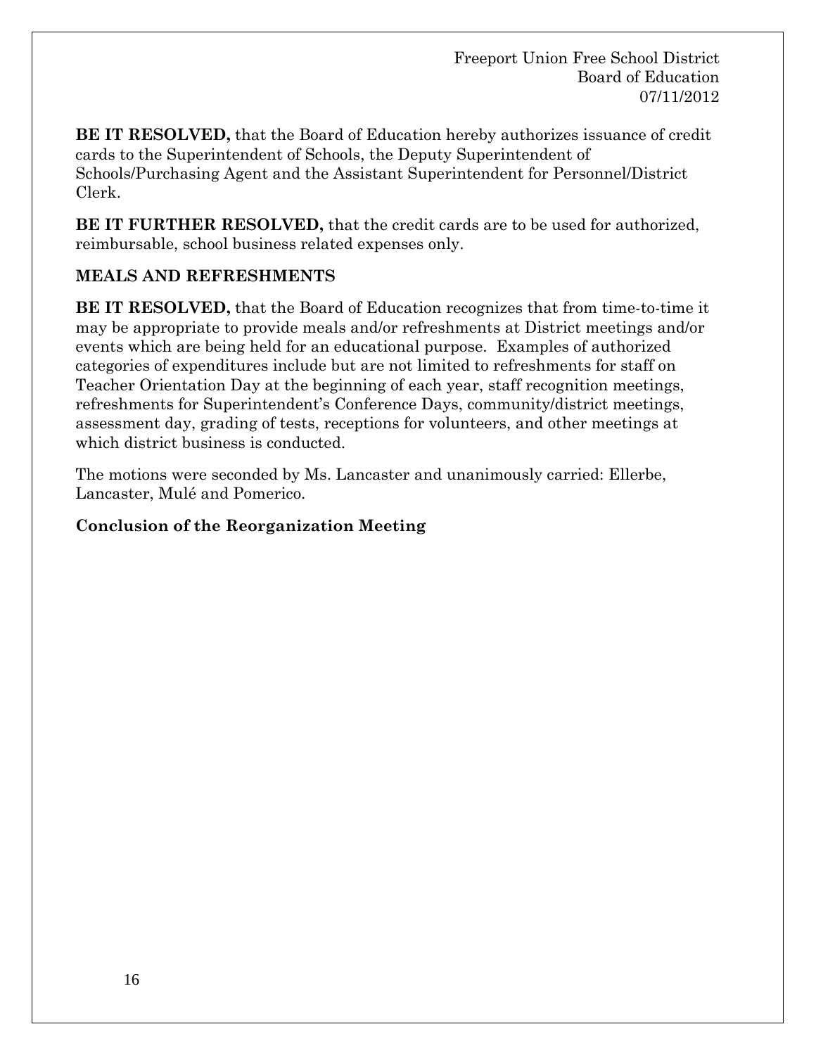**BE IT RESOLVED,** that the Board of Education hereby authorizes issuance of credit cards to the Superintendent of Schools, the Deputy Superintendent of Schools/Purchasing Agent and the Assistant Superintendent for Personnel/District Clerk.

**BE IT FURTHER RESOLVED,** that the credit cards are to be used for authorized, reimbursable, school business related expenses only.

**MEALS AND REFRESHMENTS**

**BE IT RESOLVED,** that the Board of Education recognizes that from time-to-time it may be appropriate to provide meals and/or refreshments at District meetings and/or events which are being held for an educational purpose. Examples of authorized categories of expenditures include but are not limited to refreshments for staff on Teacher Orientation Day at the beginning of each year, staff recognition meetings, refreshments for Superintendent's Conference Days, community/district meetings, assessment day, grading of tests, receptions for volunteers, and other meetings at which district business is conducted.

The motions were seconded by Ms. Lancaster and unanimously carried: Ellerbe, Lancaster, Mulé and Pomerico.

**Conclusion of the Reorganization Meeting**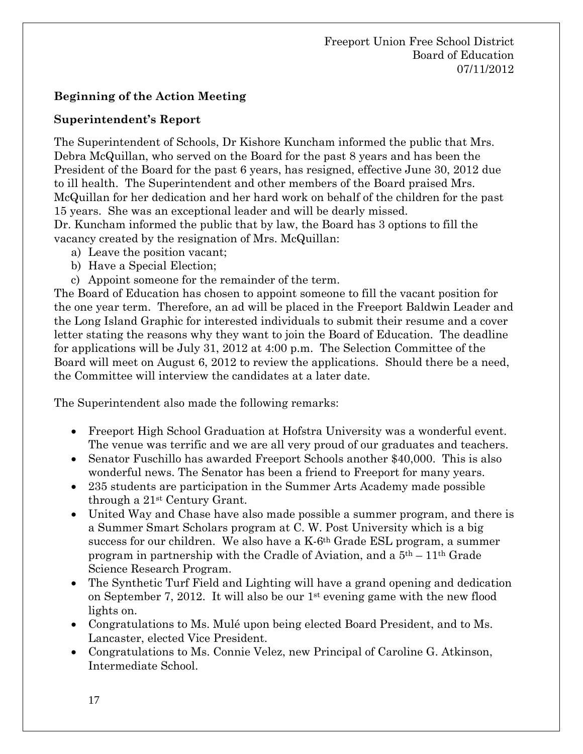Freeport Union Free School District
Board of Education
07/11/2012

**Beginning of the Action Meeting**

**Superintendent's Report**

The Superintendent of Schools, Dr Kishore Kuncham informed the public that Mrs. Debra McQuillan, who served on the Board for the past 8 years and has been the President of the Board for the past 6 years, has resigned, effective June 30, 2012 due to ill health. The Superintendent and other members of the Board praised Mrs. McQuillan for her dedication and her hard work on behalf of the children for the past 15 years. She was an exceptional leader and will be dearly missed.
Dr. Kuncham informed the public that by law, the Board has 3 options to fill the vacancy created by the resignation of Mrs. McQuillan:

a) Leave the position vacant;
b) Have a Special Election;
c) Appoint someone for the remainder of the term.

The Board of Education has chosen to appoint someone to fill the vacant position for the one year term. Therefore, an ad will be placed in the Freeport Baldwin Leader and the Long Island Graphic for interested individuals to submit their resume and a cover letter stating the reasons why they want to join the Board of Education. The deadline for applications will be July 31, 2012 at 4:00 p.m. The Selection Committee of the Board will meet on August 6, 2012 to review the applications. Should there be a need, the Committee will interview the candidates at a later date.

The Superintendent also made the following remarks:

- Freeport High School Graduation at Hofstra University was a wonderful event. The venue was terrific and we are all very proud of our graduates and teachers.
- Senator Fuschillo has awarded Freeport Schools another $40,000. This is also wonderful news. The Senator has been a friend to Freeport for many years.
- 235 students are participation in the Summer Arts Academy made possible through a 21st Century Grant.
- United Way and Chase have also made possible a summer program, and there is a Summer Smart Scholars program at C. W. Post University which is a big success for our children. We also have a K-6th Grade ESL program, a summer program in partnership with the Cradle of Aviation, and a 5th – 11th Grade Science Research Program.
- The Synthetic Turf Field and Lighting will have a grand opening and dedication on September 7, 2012. It will also be our 1st evening game with the new flood lights on.
- Congratulations to Ms. Mulé upon being elected Board President, and to Ms. Lancaster, elected Vice President.
- Congratulations to Ms. Connie Velez, new Principal of Caroline G. Atkinson, Intermediate School.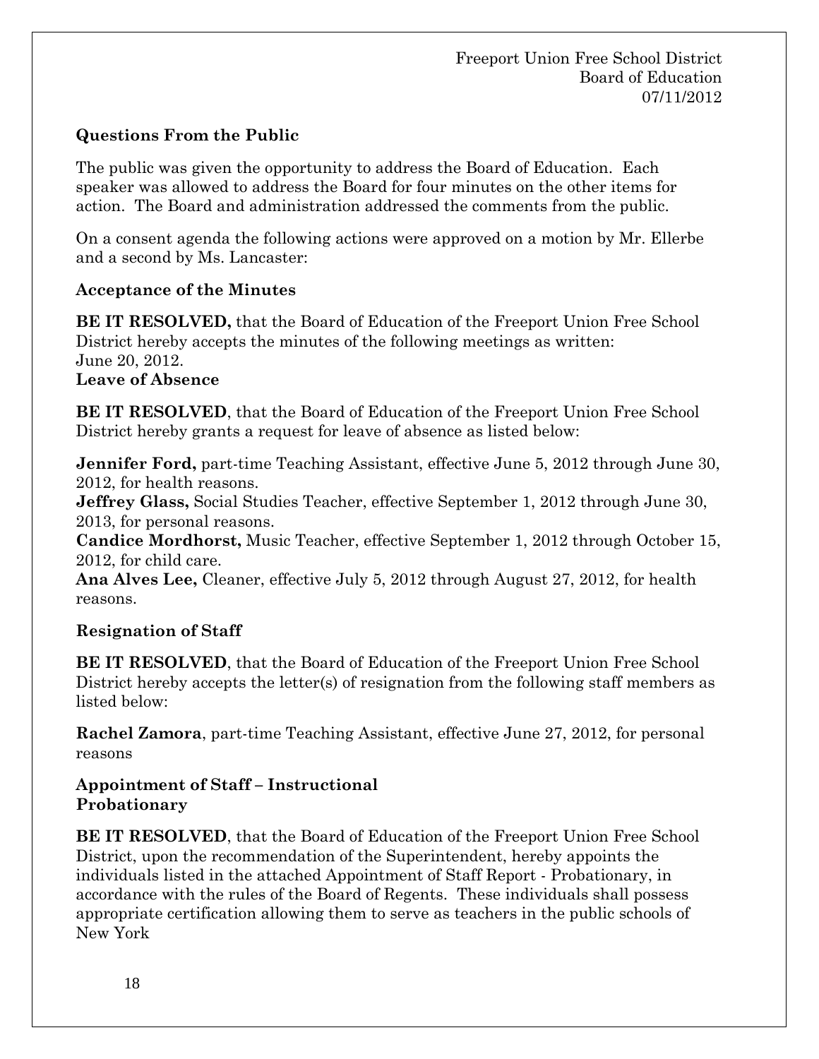Freeport Union Free School District
Board of Education
07/11/2012

**Questions From the Public**

The public was given the opportunity to address the Board of Education. Each speaker was allowed to address the Board for four minutes on the other items for action. The Board and administration addressed the comments from the public.

On a consent agenda the following actions were approved on a motion by Mr. Ellerbe and a second by Ms. Lancaster:

**Acceptance of the Minutes**

**BE IT RESOLVED,** that the Board of Education of the Freeport Union Free School District hereby accepts the minutes of the following meetings as written: June 20, 2012.

**Leave of Absence**

**BE IT RESOLVED**, that the Board of Education of the Freeport Union Free School District hereby grants a request for leave of absence as listed below:

**Jennifer Ford,** part-time Teaching Assistant, effective June 5, 2012 through June 30, 2012, for health reasons.
**Jeffrey Glass,** Social Studies Teacher, effective September 1, 2012 through June 30, 2013, for personal reasons.
**Candice Mordhorst,** Music Teacher, effective September 1, 2012 through October 15, 2012, for child care.
**Ana Alves Lee,** Cleaner, effective July 5, 2012 through August 27, 2012, for health reasons.

**Resignation of Staff**

**BE IT RESOLVED**, that the Board of Education of the Freeport Union Free School District hereby accepts the letter(s) of resignation from the following staff members as listed below:

**Rachel Zamora**, part-time Teaching Assistant, effective June 27, 2012, for personal reasons

**Appointment of Staff – Instructional**
**Probationary**

**BE IT RESOLVED**, that the Board of Education of the Freeport Union Free School District, upon the recommendation of the Superintendent, hereby appoints the individuals listed in the attached Appointment of Staff Report - Probationary, in accordance with the rules of the Board of Regents. These individuals shall possess appropriate certification allowing them to serve as teachers in the public schools of New York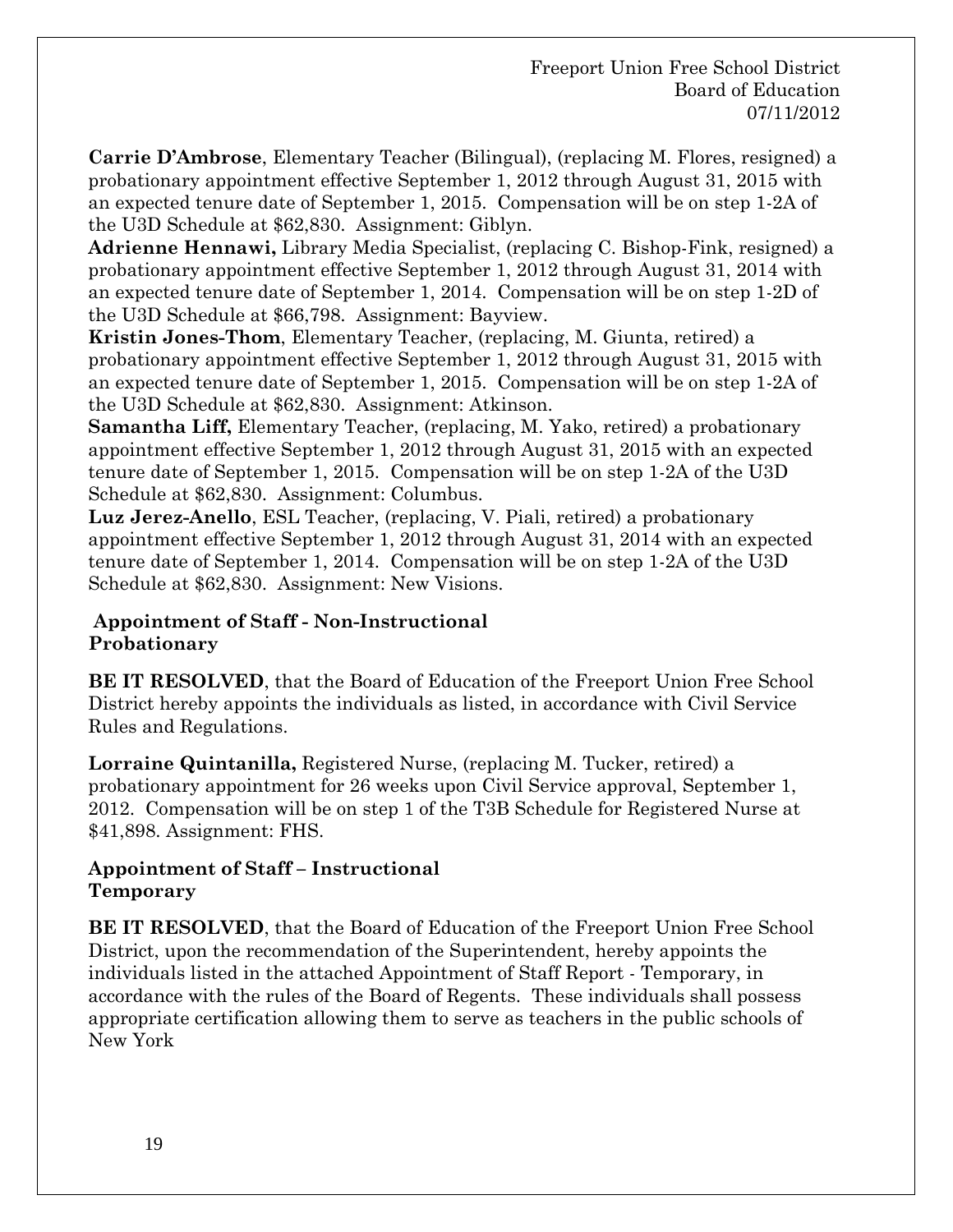**Carrie D'Ambrose**, Elementary Teacher (Bilingual), (replacing M. Flores, resigned) a probationary appointment effective September 1, 2012 through August 31, 2015 with an expected tenure date of September 1, 2015. Compensation will be on step 1-2A of the U3D Schedule at $62,830. Assignment: Giblyn.

**Adrienne Hennawi,** Library Media Specialist, (replacing C. Bishop-Fink, resigned) a probationary appointment effective September 1, 2012 through August 31, 2014 with an expected tenure date of September 1, 2014. Compensation will be on step 1-2D of the U3D Schedule at $66,798. Assignment: Bayview.

**Kristin Jones-Thom**, Elementary Teacher, (replacing, M. Giunta, retired) a probationary appointment effective September 1, 2012 through August 31, 2015 with an expected tenure date of September 1, 2015. Compensation will be on step 1-2A of the U3D Schedule at $62,830. Assignment: Atkinson.

**Samantha Liff,** Elementary Teacher, (replacing, M. Yako, retired) a probationary appointment effective September 1, 2012 through August 31, 2015 with an expected tenure date of September 1, 2015. Compensation will be on step 1-2A of the U3D Schedule at $62,830. Assignment: Columbus.

**Luz Jerez-Anello**, ESL Teacher, (replacing, V. Piali, retired) a probationary appointment effective September 1, 2012 through August 31, 2014 with an expected tenure date of September 1, 2014. Compensation will be on step 1-2A of the U3D Schedule at $62,830. Assignment: New Visions.

**Appointment of Staff - Non-Instructional**
**Probationary**

**BE IT RESOLVED**, that the Board of Education of the Freeport Union Free School District hereby appoints the individuals as listed, in accordance with Civil Service Rules and Regulations.

**Lorraine Quintanilla,** Registered Nurse, (replacing M. Tucker, retired) a probationary appointment for 26 weeks upon Civil Service approval, September 1, 2012. Compensation will be on step 1 of the T3B Schedule for Registered Nurse at $41,898. Assignment: FHS.

**Appointment of Staff – Instructional**
**Temporary**

**BE IT RESOLVED**, that the Board of Education of the Freeport Union Free School District, upon the recommendation of the Superintendent, hereby appoints the individuals listed in the attached Appointment of Staff Report - Temporary, in accordance with the rules of the Board of Regents. These individuals shall possess appropriate certification allowing them to serve as teachers in the public schools of New York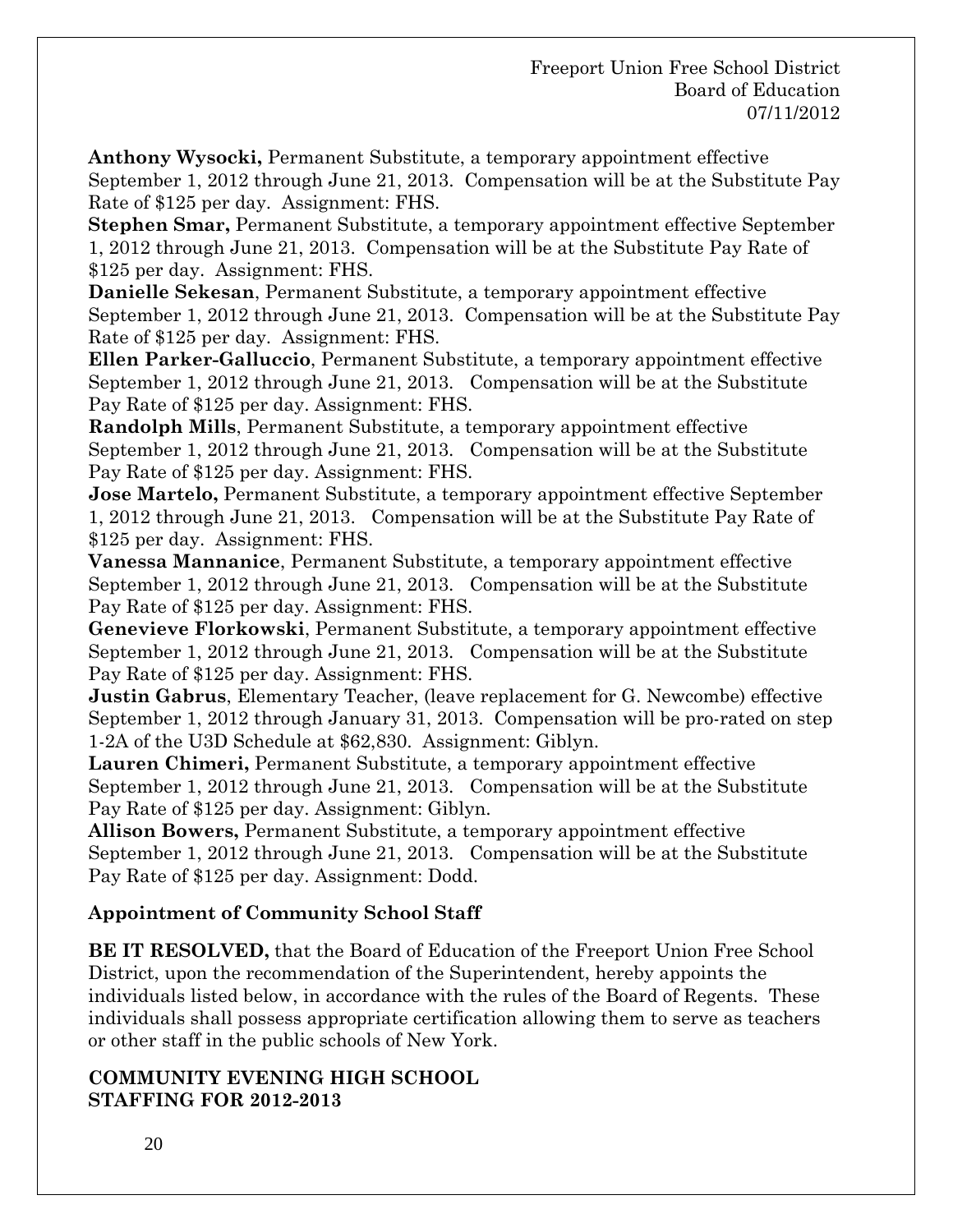**Anthony Wysocki,** Permanent Substitute, a temporary appointment effective September 1, 2012 through June 21, 2013. Compensation will be at the Substitute Pay Rate of $125 per day. Assignment: FHS.

**Stephen Smar,** Permanent Substitute, a temporary appointment effective September 1, 2012 through June 21, 2013. Compensation will be at the Substitute Pay Rate of $125 per day. Assignment: FHS.

**Danielle Sekesan**, Permanent Substitute, a temporary appointment effective September 1, 2012 through June 21, 2013. Compensation will be at the Substitute Pay Rate of $125 per day. Assignment: FHS.

**Ellen Parker-Galluccio**, Permanent Substitute, a temporary appointment effective September 1, 2012 through June 21, 2013. Compensation will be at the Substitute Pay Rate of $125 per day. Assignment: FHS.

**Randolph Mills**, Permanent Substitute, a temporary appointment effective September 1, 2012 through June 21, 2013. Compensation will be at the Substitute Pay Rate of $125 per day. Assignment: FHS.

**Jose Martelo,** Permanent Substitute, a temporary appointment effective September 1, 2012 through June 21, 2013. Compensation will be at the Substitute Pay Rate of $125 per day. Assignment: FHS.

**Vanessa Mannanice**, Permanent Substitute, a temporary appointment effective September 1, 2012 through June 21, 2013. Compensation will be at the Substitute Pay Rate of $125 per day. Assignment: FHS.

**Genevieve Florkowski**, Permanent Substitute, a temporary appointment effective September 1, 2012 through June 21, 2013. Compensation will be at the Substitute Pay Rate of $125 per day. Assignment: FHS.

**Justin Gabrus**, Elementary Teacher, (leave replacement for G. Newcombe) effective September 1, 2012 through January 31, 2013. Compensation will be pro-rated on step 1-2A of the U3D Schedule at $62,830. Assignment: Giblyn.

**Lauren Chimeri,** Permanent Substitute, a temporary appointment effective September 1, 2012 through June 21, 2013. Compensation will be at the Substitute Pay Rate of $125 per day. Assignment: Giblyn.

**Allison Bowers,** Permanent Substitute, a temporary appointment effective September 1, 2012 through June 21, 2013. Compensation will be at the Substitute Pay Rate of $125 per day. Assignment: Dodd.

### Appointment of Community School Staff

**BE IT RESOLVED,** that the Board of Education of the Freeport Union Free School District, upon the recommendation of the Superintendent, hereby appoints the individuals listed below, in accordance with the rules of the Board of Regents. These individuals shall possess appropriate certification allowing them to serve as teachers or other staff in the public schools of New York.

### COMMUNITY EVENING HIGH SCHOOL STAFFING FOR 2012-2013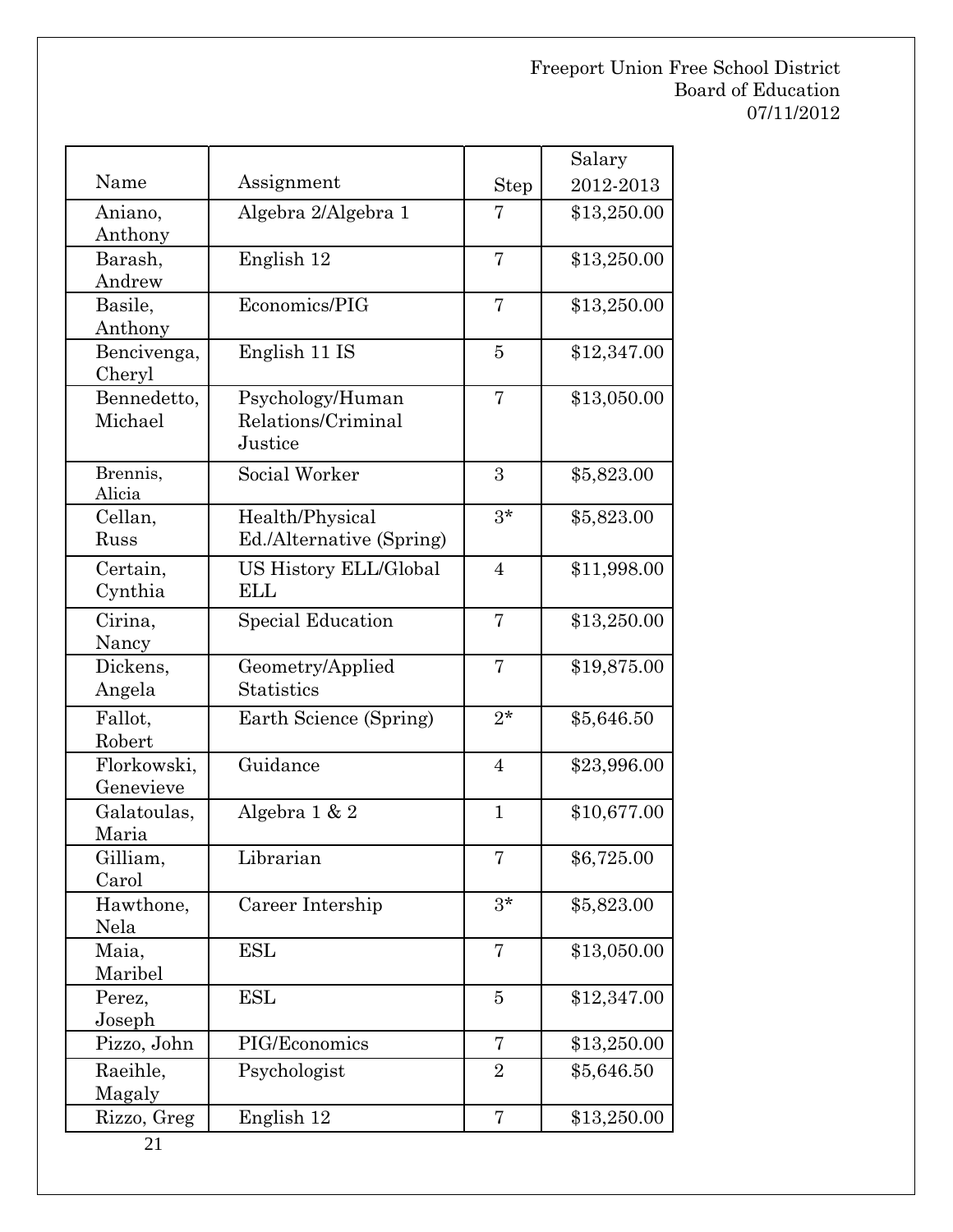Freeport Union Free School District
Board of Education
07/11/2012

| Name | Assignment | Step | Salary 2012-2013 |
|---|---|---|---|
| Aniano, Anthony | Algebra 2/Algebra 1 | 7 | $13,250.00 |
| Barash, Andrew | English 12 | 7 | $13,250.00 |
| Basile, Anthony | Economics/PIG | 7 | $13,250.00 |
| Bencivenga, Cheryl | English 11 IS | 5 | $12,347.00 |
| Bennedetto, Michael | Psychology/Human Relations/Criminal Justice | 7 | $13,050.00 |
| Brennis, Alicia | Social Worker | 3 | $5,823.00 |
| Cellan, Russ | Health/Physical Ed./Alternative (Spring) | 3* | $5,823.00 |
| Certain, Cynthia | US History ELL/Global ELL | 4 | $11,998.00 |
| Cirina, Nancy | Special Education | 7 | $13,250.00 |
| Dickens, Angela | Geometry/Applied Statistics | 7 | $19,875.00 |
| Fallot, Robert | Earth Science (Spring) | 2* | $5,646.50 |
| Florkowski, Genevieve | Guidance | 4 | $23,996.00 |
| Galatoulas, Maria | Algebra 1 & 2 | 1 | $10,677.00 |
| Gilliam, Carol | Librarian | 7 | $6,725.00 |
| Hawthone, Nela | Career Intership | 3* | $5,823.00 |
| Maia, Maribel | ESL | 7 | $13,050.00 |
| Perez, Joseph | ESL | 5 | $12,347.00 |
| Pizzo, John | PIG/Economics | 7 | $13,250.00 |
| Raeihle, Magaly | Psychologist | 2 | $5,646.50 |
| Rizzo, Greg | English 12 | 7 | $13,250.00 |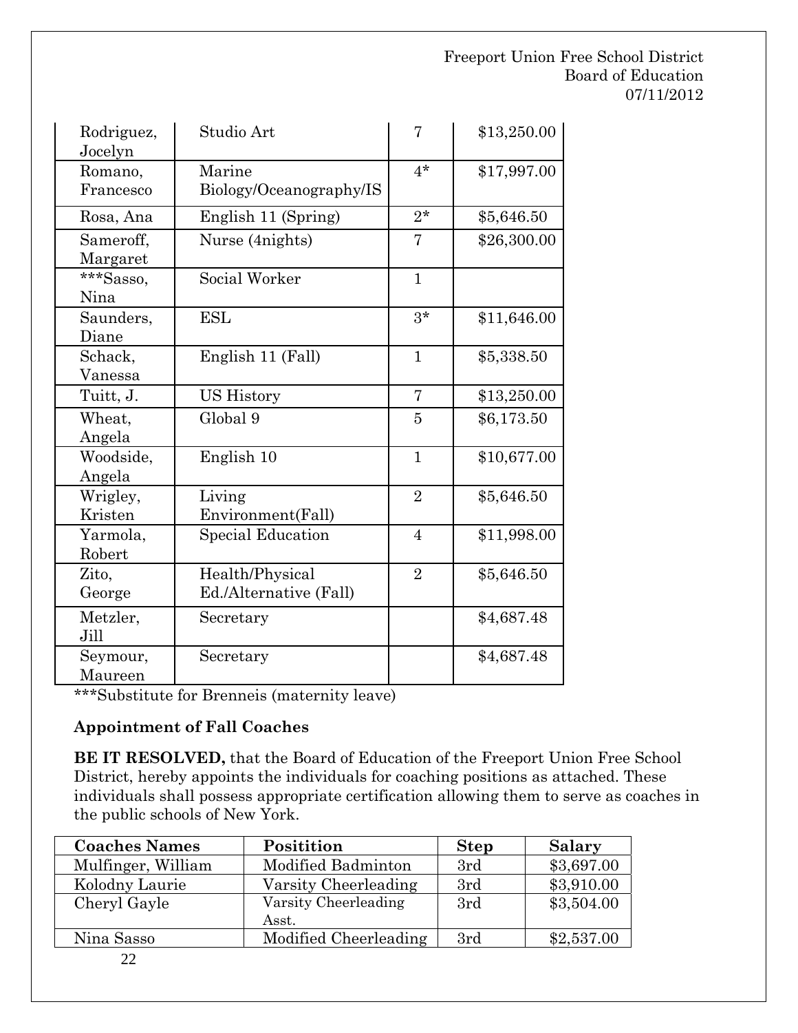| | | | |
|---|---|---|---|
| Rodriguez, Jocelyn | Studio Art | 7 | $13,250.00 |
| Romano, Francesco | Marine Biology/Oceanography/IS | 4* | $17,997.00 |
| Rosa, Ana | English 11 (Spring) | 2* | $5,646.50 |
| Sameroff, Margaret | Nurse (4nights) | 7 | $26,300.00 |
| ***Sasso, Nina | Social Worker | 1 | |
| Saunders, Diane | ESL | 3* | $11,646.00 |
| Schack, Vanessa | English 11 (Fall) | 1 | $5,338.50 |
| Tuitt, J. | US History | 7 | $13,250.00 |
| Wheat, Angela | Global 9 | 5 | $6,173.50 |
| Woodside, Angela | English 10 | 1 | $10,677.00 |
| Wrigley, Kristen | Living Environment(Fall) | 2 | $5,646.50 |
| Yarmola, Robert | Special Education | 4 | $11,998.00 |
| Zito, George | Health/Physical Ed./Alternative (Fall) | 2 | $5,646.50 |
| Metzler, Jill | Secretary | | $4,687.48 |
| Seymour, Maureen | Secretary | | $4,687.48 |

***Substitute for Brenneis (maternity leave)

**Appointment of Fall Coaches**

**BE IT RESOLVED,** that the Board of Education of the Freeport Union Free School District, hereby appoints the individuals for coaching positions as attached. These individuals shall possess appropriate certification allowing them to serve as coaches in the public schools of New York.

| Coaches Names | Positition | Step | Salary |
|---|---|---|---|
| Mulfinger, William | Modified Badminton | 3rd | $3,697.00 |
| Kolodny Laurie | Varsity Cheerleading | 3rd | $3,910.00 |
| Cheryl Gayle | Varsity Cheerleading Asst. | 3rd | $3,504.00 |
| Nina Sasso | Modified Cheerleading | 3rd | $2,537.00 |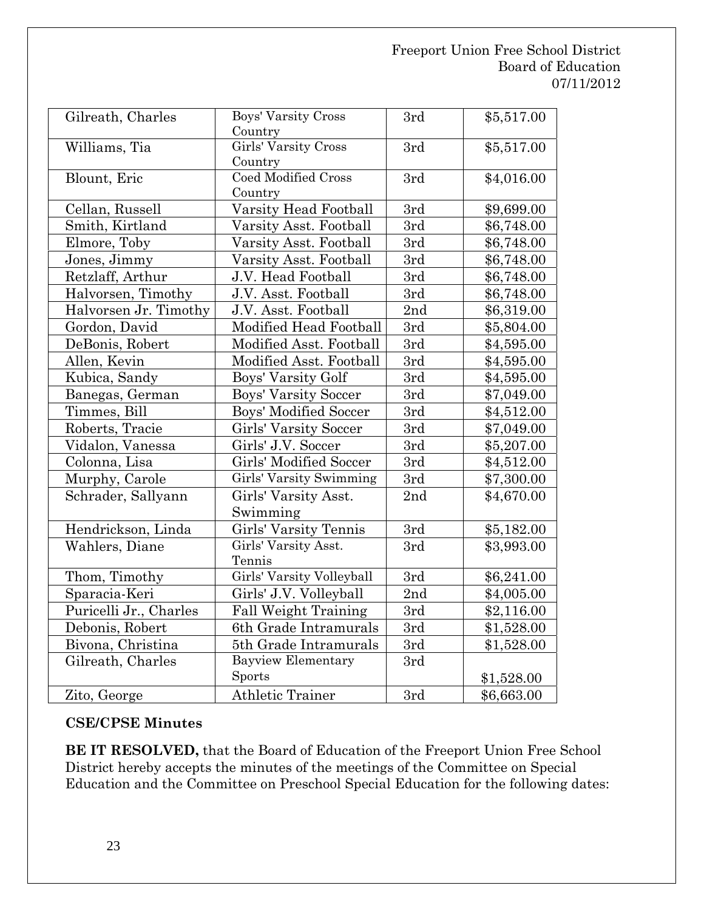| Gilreath, Charles | Boys' Varsity Cross Country | 3rd | $5,517.00 |
|---|---|---|---|
| Williams, Tia | Girls' Varsity Cross Country | 3rd | $5,517.00 |
| Blount, Eric | Coed Modified Cross Country | 3rd | $4,016.00 |
| Cellan, Russell | Varsity Head Football | 3rd | $9,699.00 |
| Smith, Kirtland | Varsity Asst. Football | 3rd | $6,748.00 |
| Elmore, Toby | Varsity Asst. Football | 3rd | $6,748.00 |
| Jones, Jimmy | Varsity Asst. Football | 3rd | $6,748.00 |
| Retzlaff, Arthur | J.V. Head Football | 3rd | $6,748.00 |
| Halvorsen, Timothy | J.V. Asst. Football | 3rd | $6,748.00 |
| Halvorsen Jr. Timothy | J.V. Asst. Football | 2nd | $6,319.00 |
| Gordon, David | Modified Head Football | 3rd | $5,804.00 |
| DeBonis, Robert | Modified Asst. Football | 3rd | $4,595.00 |
| Allen, Kevin | Modified Asst. Football | 3rd | $4,595.00 |
| Kubica, Sandy | Boys' Varsity Golf | 3rd | $4,595.00 |
| Banegas, German | Boys' Varsity Soccer | 3rd | $7,049.00 |
| Timmes, Bill | Boys' Modified Soccer | 3rd | $4,512.00 |
| Roberts, Tracie | Girls' Varsity Soccer | 3rd | $7,049.00 |
| Vidalon, Vanessa | Girls' J.V. Soccer | 3rd | $5,207.00 |
| Colonna, Lisa | Girls' Modified Soccer | 3rd | $4,512.00 |
| Murphy, Carole | Girls' Varsity Swimming | 3rd | $7,300.00 |
| Schrader, Sallyann | Girls' Varsity Asst. Swimming | 2nd | $4,670.00 |
| Hendrickson, Linda | Girls' Varsity Tennis | 3rd | $5,182.00 |
| Wahlers, Diane | Girls' Varsity Asst. Tennis | 3rd | $3,993.00 |
| Thom, Timothy | Girls' Varsity Volleyball | 3rd | $6,241.00 |
| Sparacia-Keri | Girls' J.V. Volleyball | 2nd | $4,005.00 |
| Puricelli Jr., Charles | Fall Weight Training | 3rd | $2,116.00 |
| Debonis, Robert | 6th Grade Intramurals | 3rd | $1,528.00 |
| Bivona, Christina | 5th Grade Intramurals | 3rd | $1,528.00 |
| Gilreath, Charles | Bayview Elementary Sports | 3rd | $1,528.00 |
| Zito, George | Athletic Trainer | 3rd | $6,663.00 |

**CSE/CPSE Minutes**

**BE IT RESOLVED,** that the Board of Education of the Freeport Union Free School District hereby accepts the minutes of the meetings of the Committee on Special Education and the Committee on Preschool Special Education for the following dates: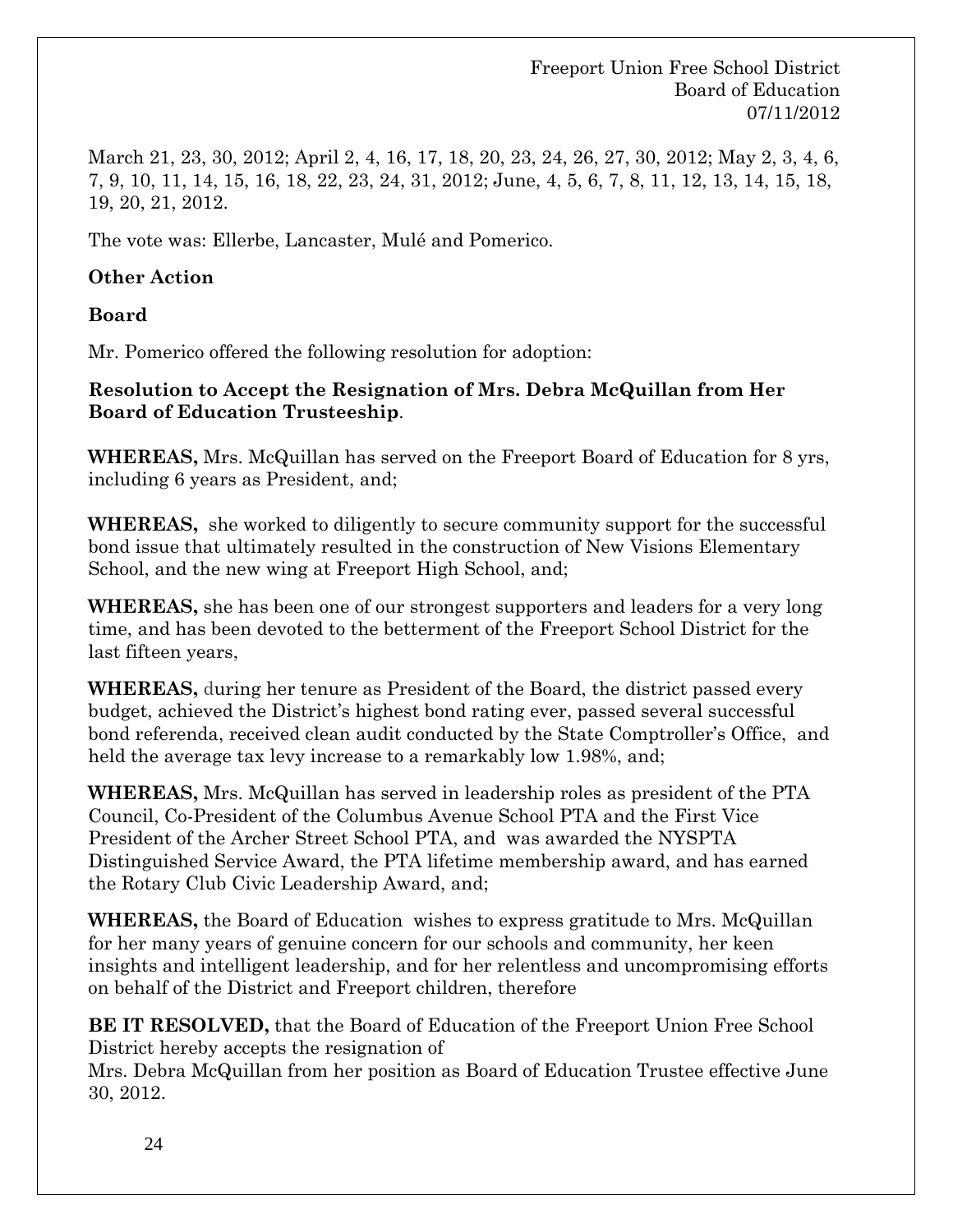March 21, 23, 30, 2012; April 2, 4, 16, 17, 18, 20, 23, 24, 26, 27, 30, 2012; May 2, 3, 4, 6, 7, 9, 10, 11, 14, 15, 16, 18, 22, 23, 24, 31, 2012; June, 4, 5, 6, 7, 8, 11, 12, 13, 14, 15, 18, 19, 20, 21, 2012.

The vote was: Ellerbe, Lancaster, Mulé and Pomerico.

**Other Action**

**Board**

Mr. Pomerico offered the following resolution for adoption:

**Resolution to Accept the Resignation of Mrs. Debra McQuillan from Her Board of Education Trusteeship**.

**WHEREAS,** Mrs. McQuillan has served on the Freeport Board of Education for 8 yrs, including 6 years as President, and;

**WHEREAS,** she worked to diligently to secure community support for the successful bond issue that ultimately resulted in the construction of New Visions Elementary School, and the new wing at Freeport High School, and;

**WHEREAS,** she has been one of our strongest supporters and leaders for a very long time, and has been devoted to the betterment of the Freeport School District for the last fifteen years,

**WHEREAS,** during her tenure as President of the Board, the district passed every budget, achieved the District's highest bond rating ever, passed several successful bond referenda, received clean audit conducted by the State Comptroller's Office, and held the average tax levy increase to a remarkably low 1.98%, and;

**WHEREAS,** Mrs. McQuillan has served in leadership roles as president of the PTA Council, Co-President of the Columbus Avenue School PTA and the First Vice President of the Archer Street School PTA, and was awarded the NYSPTA Distinguished Service Award, the PTA lifetime membership award, and has earned the Rotary Club Civic Leadership Award, and;

**WHEREAS,** the Board of Education wishes to express gratitude to Mrs. McQuillan for her many years of genuine concern for our schools and community, her keen insights and intelligent leadership, and for her relentless and uncompromising efforts on behalf of the District and Freeport children, therefore

**BE IT RESOLVED,** that the Board of Education of the Freeport Union Free School District hereby accepts the resignation of
Mrs. Debra McQuillan from her position as Board of Education Trustee effective June 30, 2012.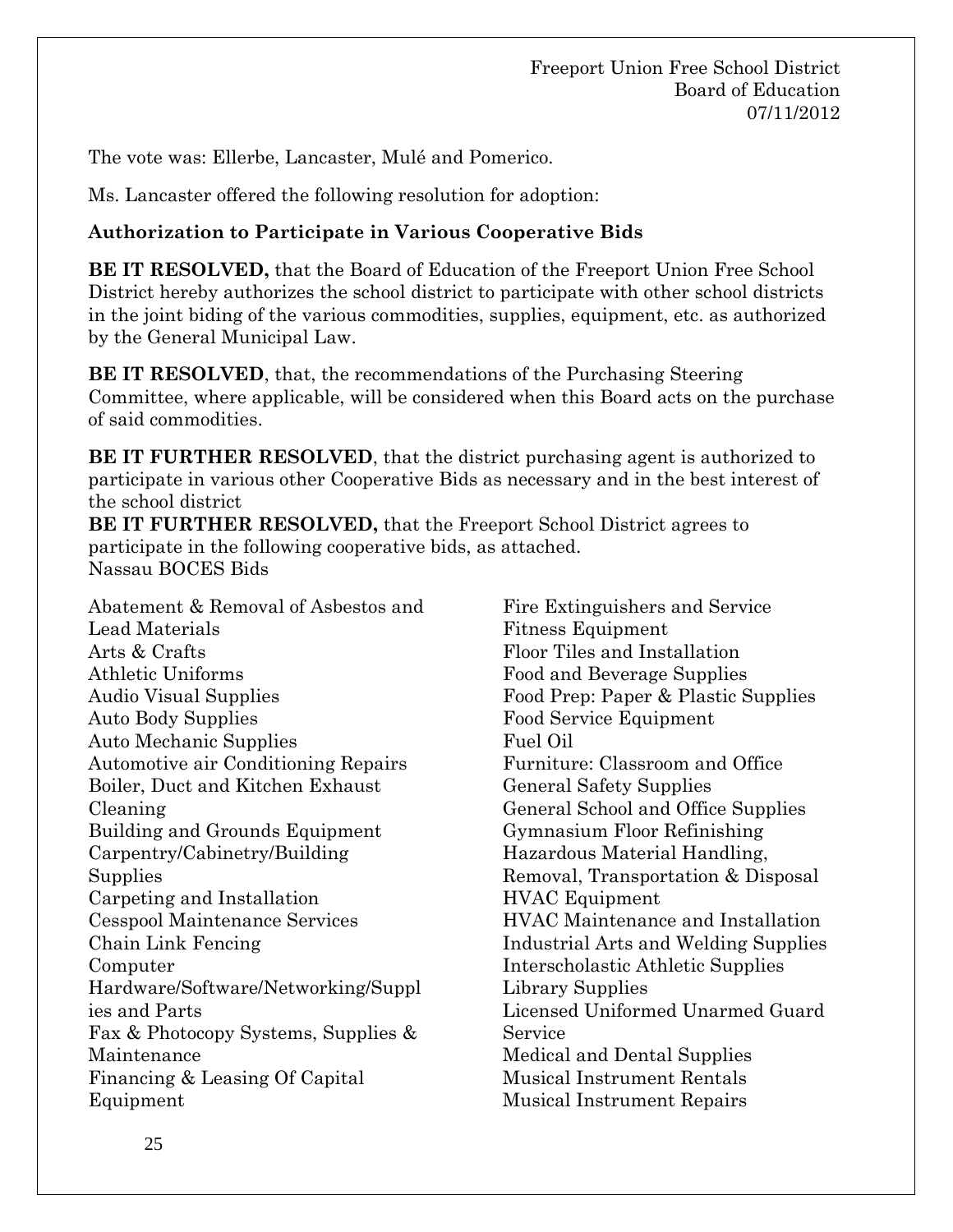The vote was: Ellerbe, Lancaster, Mulé and Pomerico.

Ms. Lancaster offered the following resolution for adoption:

**Authorization to Participate in Various Cooperative Bids**

**BE IT RESOLVED,** that the Board of Education of the Freeport Union Free School District hereby authorizes the school district to participate with other school districts in the joint biding of the various commodities, supplies, equipment, etc. as authorized by the General Municipal Law.

**BE IT RESOLVED**, that, the recommendations of the Purchasing Steering Committee, where applicable, will be considered when this Board acts on the purchase of said commodities.

**BE IT FURTHER RESOLVED**, that the district purchasing agent is authorized to participate in various other Cooperative Bids as necessary and in the best interest of the school district

**BE IT FURTHER RESOLVED,** that the Freeport School District agrees to participate in the following cooperative bids, as attached.

Nassau BOCES Bids

Abatement & Removal of Asbestos and Lead Materials
Arts & Crafts
Athletic Uniforms
Audio Visual Supplies
Auto Body Supplies
Auto Mechanic Supplies
Automotive air Conditioning Repairs
Boiler, Duct and Kitchen Exhaust Cleaning
Building and Grounds Equipment
Carpentry/Cabinetry/Building Supplies
Carpeting and Installation
Cesspool Maintenance Services
Chain Link Fencing
Computer Hardware/Software/Networking/Supplies and Parts
Fax & Photocopy Systems, Supplies & Maintenance
Financing & Leasing Of Capital Equipment
Fire Extinguishers and Service
Fitness Equipment
Floor Tiles and Installation
Food and Beverage Supplies
Food Prep: Paper & Plastic Supplies
Food Service Equipment
Fuel Oil
Furniture: Classroom and Office
General Safety Supplies
General School and Office Supplies
Gymnasium Floor Refinishing
Hazardous Material Handling, Removal, Transportation & Disposal
HVAC Equipment
HVAC Maintenance and Installation
Industrial Arts and Welding Supplies
Interscholastic Athletic Supplies
Library Supplies
Licensed Uniformed Unarmed Guard Service
Medical and Dental Supplies
Musical Instrument Rentals
Musical Instrument Repairs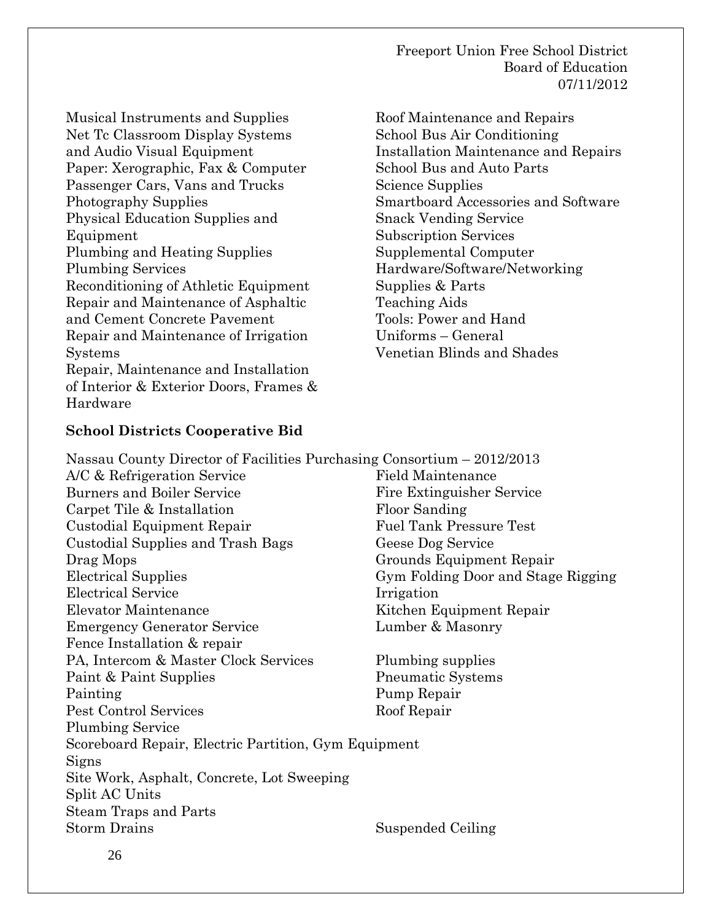Musical Instruments and Supplies
Net Tc Classroom Display Systems and Audio Visual Equipment
Paper: Xerographic, Fax & Computer
Passenger Cars, Vans and Trucks
Photography Supplies
Physical Education Supplies and Equipment
Plumbing and Heating Supplies
Plumbing Services
Reconditioning of Athletic Equipment
Repair and Maintenance of Asphaltic and Cement Concrete Pavement
Repair and Maintenance of Irrigation Systems
Repair, Maintenance and Installation of Interior & Exterior Doors, Frames & Hardware
Roof Maintenance and Repairs
School Bus Air Conditioning
Installation Maintenance and Repairs
School Bus and Auto Parts
Science Supplies
Smartboard Accessories and Software
Snack Vending Service
Subscription Services
Supplemental Computer Hardware/Software/Networking Supplies & Parts
Teaching Aids
Tools: Power and Hand
Uniforms – General
Venetian Blinds and Shades

**School Districts Cooperative Bid**

Nassau County Director of Facilities Purchasing Consortium – 2012/2013

A/C & Refrigeration Service
Burners and Boiler Service
Carpet Tile & Installation
Custodial Equipment Repair
Custodial Supplies and Trash Bags
Drag Mops
Electrical Supplies
Electrical Service
Elevator Maintenance
Emergency Generator Service
Fence Installation & repair
Field Maintenance
Fire Extinguisher Service
Floor Sanding
Fuel Tank Pressure Test
Geese Dog Service
Grounds Equipment Repair
Gym Folding Door and Stage Rigging
Irrigation
Kitchen Equipment Repair
Lumber & Masonry
PA, Intercom & Master Clock Services
Paint & Paint Supplies
Painting
Pest Control Services
Plumbing Service
Plumbing supplies
Pneumatic Systems
Pump Repair
Roof Repair
Scoreboard Repair, Electric Partition, Gym Equipment
Signs
Site Work, Asphalt, Concrete, Lot Sweeping
Split AC Units
Steam Traps and Parts
Storm Drains
Suspended Ceiling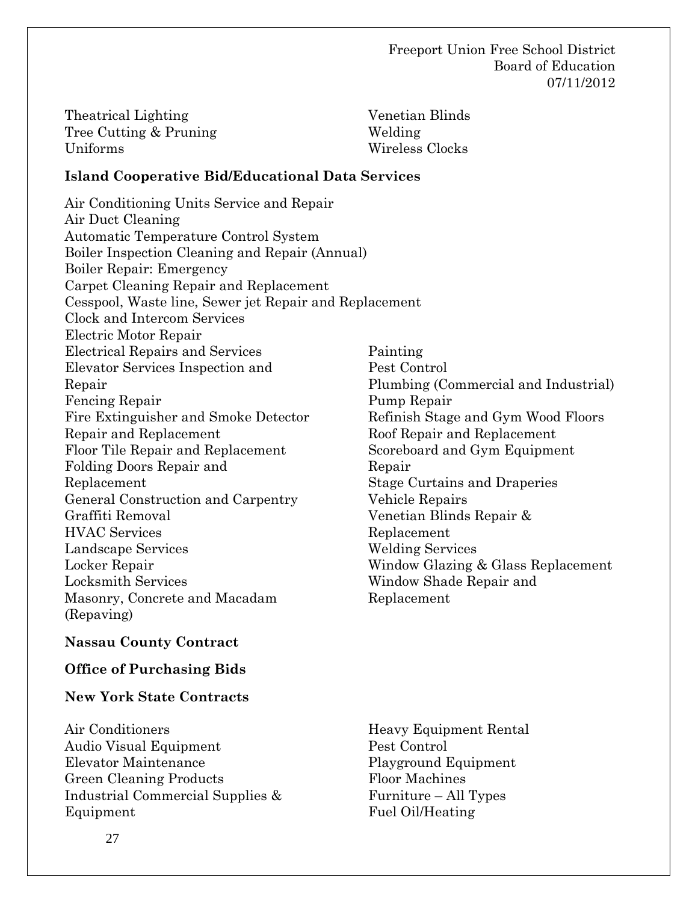Theatrical Lighting
Tree Cutting & Pruning
Uniforms
Venetian Blinds
Welding
Wireless Clocks

**Island Cooperative Bid/Educational Data Services**

Air Conditioning Units Service and Repair
Air Duct Cleaning
Automatic Temperature Control System
Boiler Inspection Cleaning and Repair (Annual)
Boiler Repair: Emergency
Carpet Cleaning Repair and Replacement
Cesspool, Waste line, Sewer jet Repair and Replacement
Clock and Intercom Services
Electric Motor Repair
Electrical Repairs and Services
Elevator Services Inspection and Repair
Fencing Repair
Fire Extinguisher and Smoke Detector Repair and Replacement
Floor Tile Repair and Replacement
Folding Doors Repair and Replacement
General Construction and Carpentry
Graffiti Removal
HVAC Services
Landscape Services
Locker Repair
Locksmith Services
Masonry, Concrete and Macadam (Repaving)
Painting
Pest Control
Plumbing (Commercial and Industrial)
Pump Repair
Refinish Stage and Gym Wood Floors
Roof Repair and Replacement
Scoreboard and Gym Equipment Repair
Stage Curtains and Draperies
Vehicle Repairs
Venetian Blinds Repair & Replacement
Welding Services
Window Glazing & Glass Replacement
Window Shade Repair and Replacement

**Nassau County Contract**

**Office of Purchasing Bids**

**New York State Contracts**

Air Conditioners
Audio Visual Equipment
Elevator Maintenance
Green Cleaning Products
Industrial Commercial Supplies & Equipment
Heavy Equipment Rental
Pest Control
Playground Equipment
Floor Machines
Furniture – All Types
Fuel Oil/Heating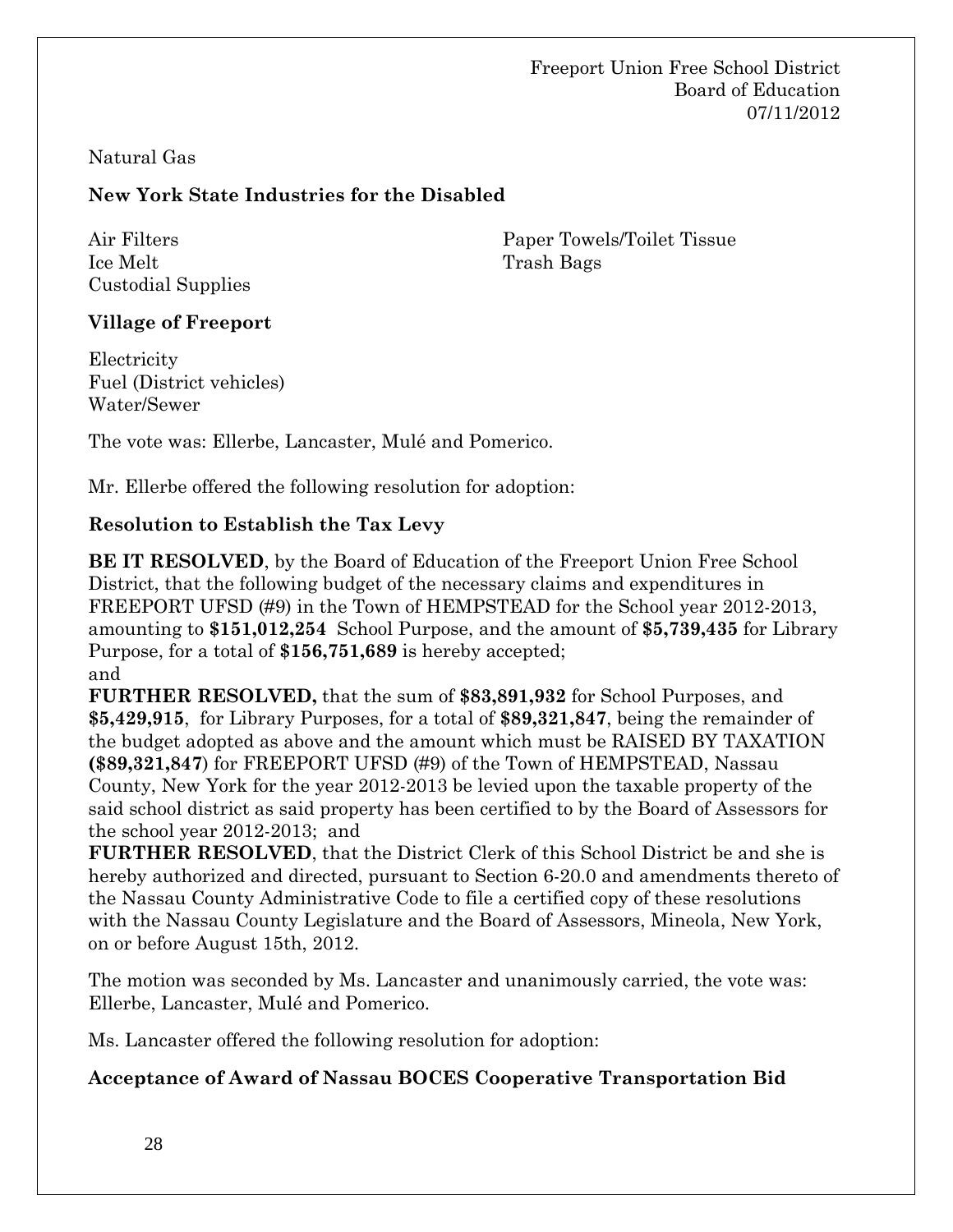Natural Gas

**New York State Industries for the Disabled**

Air Filters
Ice Melt
Custodial Supplies
Paper Towels/Toilet Tissue
Trash Bags

**Village of Freeport**

Electricity
Fuel (District vehicles)
Water/Sewer

The vote was: Ellerbe, Lancaster, Mulé and Pomerico.

Mr. Ellerbe offered the following resolution for adoption:

**Resolution to Establish the Tax Levy**

**BE IT RESOLVED**, by the Board of Education of the Freeport Union Free School District, that the following budget of the necessary claims and expenditures in FREEPORT UFSD (#9) in the Town of HEMPSTEAD for the School year 2012-2013, amounting to **$151,012,254** School Purpose, and the amount of **$5,739,435** for Library Purpose, for a total of **$156,751,689** is hereby accepted; and

**FURTHER RESOLVED,** that the sum of **$83,891,932** for School Purposes, and **$5,429,915**, for Library Purposes, for a total of **$89,321,847**, being the remainder of the budget adopted as above and the amount which must be RAISED BY TAXATION **($89,321,847**) for FREEPORT UFSD (#9) of the Town of HEMPSTEAD, Nassau County, New York for the year 2012-2013 be levied upon the taxable property of the said school district as said property has been certified to by the Board of Assessors for the school year 2012-2013; and

**FURTHER RESOLVED**, that the District Clerk of this School District be and she is hereby authorized and directed, pursuant to Section 6-20.0 and amendments thereto of the Nassau County Administrative Code to file a certified copy of these resolutions with the Nassau County Legislature and the Board of Assessors, Mineola, New York, on or before August 15th, 2012.

The motion was seconded by Ms. Lancaster and unanimously carried, the vote was: Ellerbe, Lancaster, Mulé and Pomerico.

Ms. Lancaster offered the following resolution for adoption:

**Acceptance of Award of Nassau BOCES Cooperative Transportation Bid**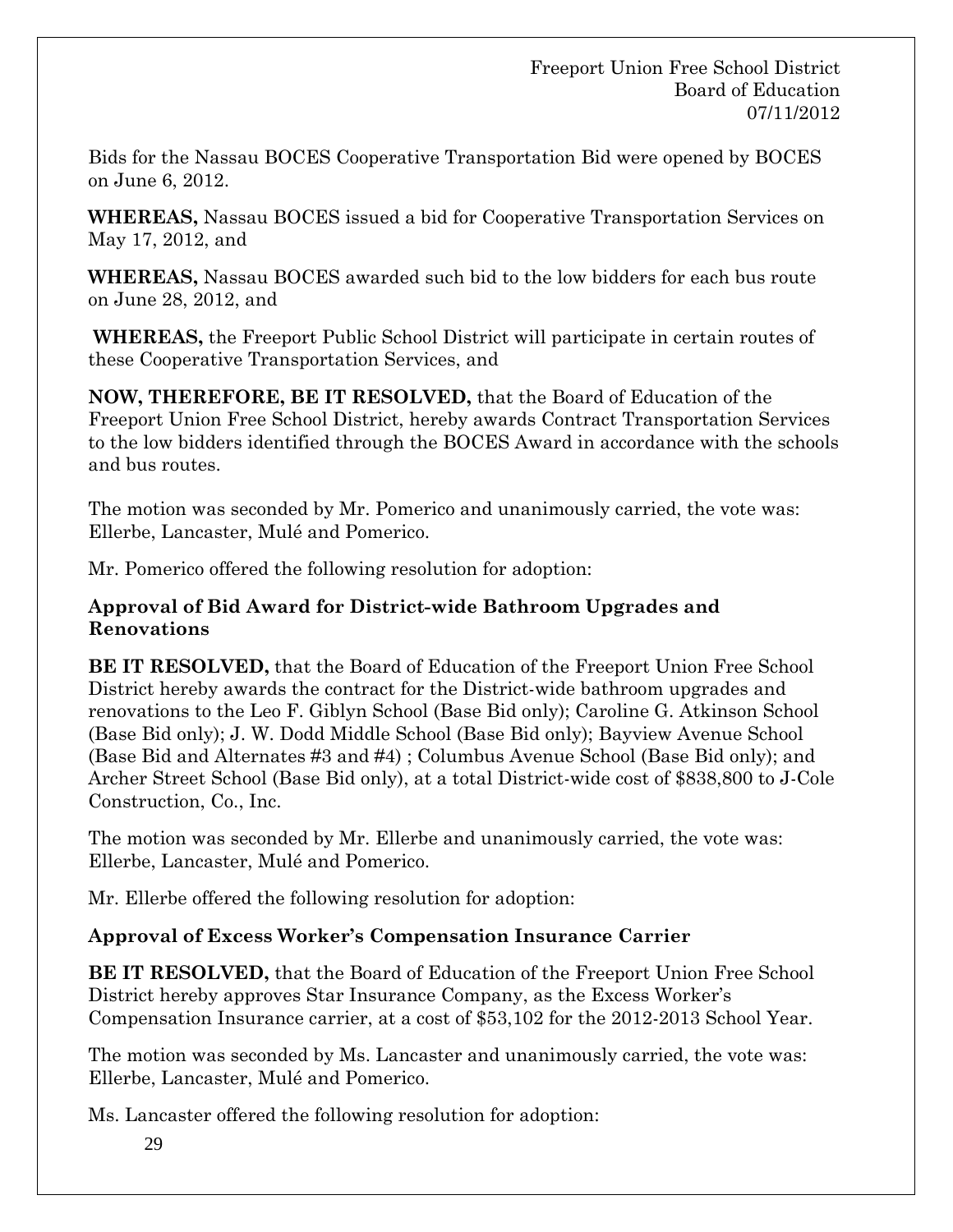Bids for the Nassau BOCES Cooperative Transportation Bid were opened by BOCES on June 6, 2012.

**WHEREAS,** Nassau BOCES issued a bid for Cooperative Transportation Services on May 17, 2012, and

**WHEREAS,** Nassau BOCES awarded such bid to the low bidders for each bus route on June 28, 2012, and

**WHEREAS,** the Freeport Public School District will participate in certain routes of these Cooperative Transportation Services, and

**NOW, THEREFORE, BE IT RESOLVED,** that the Board of Education of the Freeport Union Free School District, hereby awards Contract Transportation Services to the low bidders identified through the BOCES Award in accordance with the schools and bus routes.

The motion was seconded by Mr. Pomerico and unanimously carried, the vote was: Ellerbe, Lancaster, Mulé and Pomerico.

Mr. Pomerico offered the following resolution for adoption:

**Approval of Bid Award for District-wide Bathroom Upgrades and Renovations**

**BE IT RESOLVED,** that the Board of Education of the Freeport Union Free School District hereby awards the contract for the District-wide bathroom upgrades and renovations to the Leo F. Giblyn School (Base Bid only); Caroline G. Atkinson School (Base Bid only); J. W. Dodd Middle School (Base Bid only); Bayview Avenue School (Base Bid and Alternates #3 and #4) ; Columbus Avenue School (Base Bid only); and Archer Street School (Base Bid only), at a total District-wide cost of $838,800 to J-Cole Construction, Co., Inc.

The motion was seconded by Mr. Ellerbe and unanimously carried, the vote was: Ellerbe, Lancaster, Mulé and Pomerico.

Mr. Ellerbe offered the following resolution for adoption:

**Approval of Excess Worker's Compensation Insurance Carrier**

**BE IT RESOLVED,** that the Board of Education of the Freeport Union Free School District hereby approves Star Insurance Company, as the Excess Worker's Compensation Insurance carrier, at a cost of $53,102 for the 2012-2013 School Year.

The motion was seconded by Ms. Lancaster and unanimously carried, the vote was: Ellerbe, Lancaster, Mulé and Pomerico.

Ms. Lancaster offered the following resolution for adoption: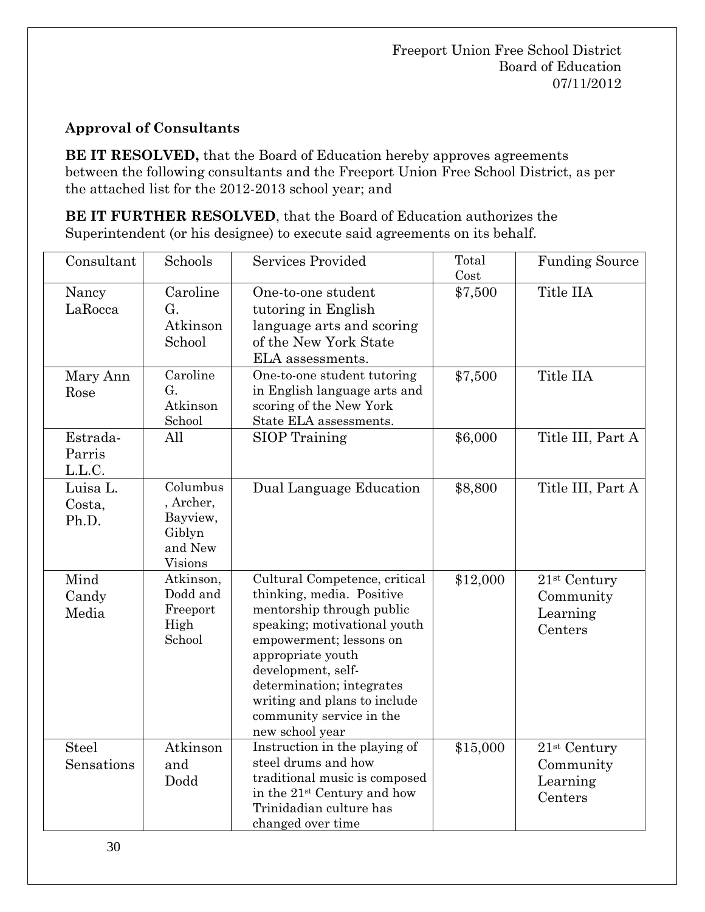Freeport Union Free School District
Board of Education
07/11/2012

**Approval of Consultants**

**BE IT RESOLVED,** that the Board of Education hereby approves agreements between the following consultants and the Freeport Union Free School District, as per the attached list for the 2012-2013 school year; and

**BE IT FURTHER RESOLVED**, that the Board of Education authorizes the Superintendent (or his designee) to execute said agreements on its behalf.

| Consultant | Schools | Services Provided | Total Cost | Funding Source |
|---|---|---|---|---|
| Nancy LaRocca | Caroline G. Atkinson School | One-to-one student tutoring in English language arts and scoring of the New York State ELA assessments. | $7,500 | Title IIA |
| Mary Ann Rose | Caroline G. Atkinson School | One-to-one student tutoring in English language arts and scoring of the New York State ELA assessments. | $7,500 | Title IIA |
| Estrada-Parris L.L.C. | All | SIOP Training | $6,000 | Title III, Part A |
| Luisa L. Costa, Ph.D. | Columbus, Archer, Bayview, Giblyn and New Visions | Dual Language Education | $8,800 | Title III, Part A |
| Mind Candy Media | Atkinson, Dodd and Freeport High School | Cultural Competence, critical thinking, media. Positive mentorship through public speaking; motivational youth empowerment; lessons on appropriate youth development, self-determination; integrates writing and plans to include community service in the new school year | $12,000 | 21st Century Community Learning Centers |
| Steel Sensations | Atkinson and Dodd | Instruction in the playing of steel drums and how traditional music is composed in the 21st Century and how Trinidadian culture has changed over time | $15,000 | 21st Century Community Learning Centers |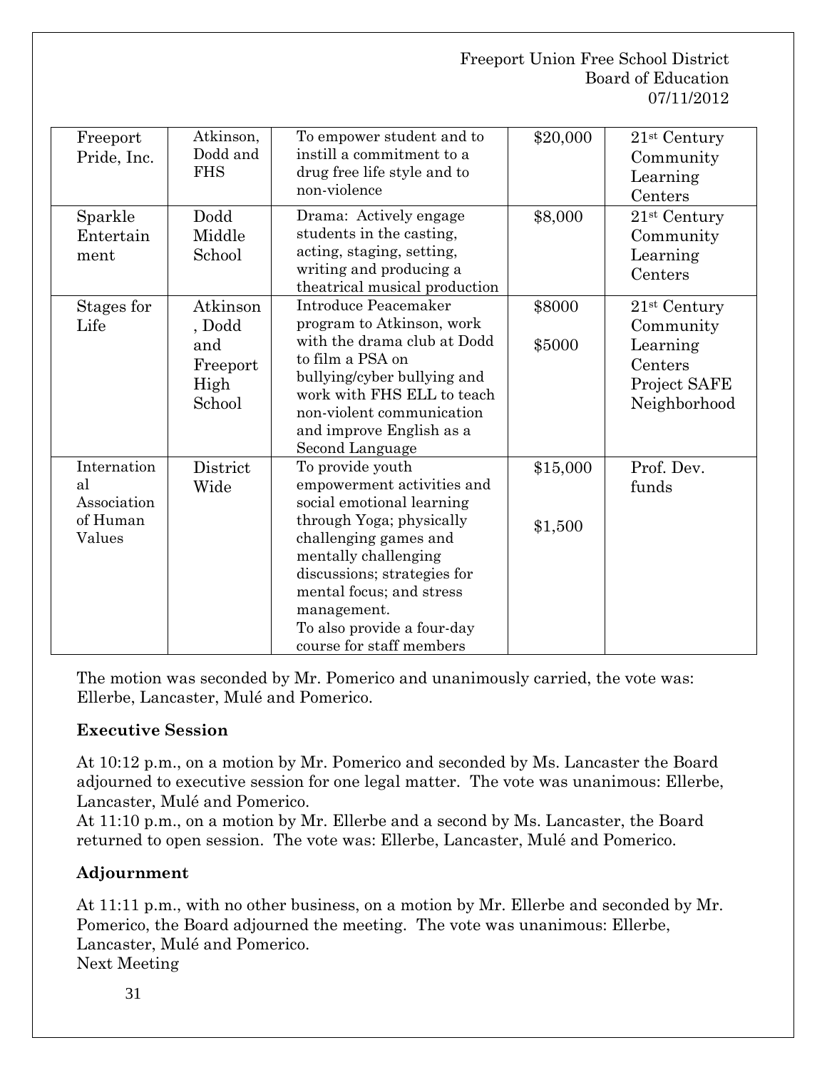| Freeport Pride, Inc. | Atkinson, Dodd and FHS | To empower student and to instill a commitment to a drug free life style and to non-violence | \$20,000 | 21st Century Community Learning Centers |
|---|---|---|---|---|
| Sparkle Entertainment | Dodd Middle School | Drama: Actively engage students in the casting, acting, staging, setting, writing and producing a theatrical musical production | \$8,000 | 21st Century Community Learning Centers |
| Stages for Life | Atkinson, Dodd and Freeport High School | Introduce Peacemaker program to Atkinson, work with the drama club at Dodd to film a PSA on bullying/cyber bullying and work with FHS ELL to teach non-violent communication and improve English as a Second Language | \$8000<br><br>\$5000 | 21st Century Community Learning Centers<br>Project SAFE Neighborhood |
| International Association of Human Values | District Wide | To provide youth empowerment activities and social emotional learning through Yoga; physically challenging games and mentally challenging discussions; strategies for mental focus; and stress management.<br>To also provide a four-day course for staff members | \$15,000<br><br>\$1,500 | Prof. Dev. funds |

The motion was seconded by Mr. Pomerico and unanimously carried, the vote was: Ellerbe, Lancaster, Mulé and Pomerico.

**Executive Session**

At 10:12 p.m., on a motion by Mr. Pomerico and seconded by Ms. Lancaster the Board adjourned to executive session for one legal matter. The vote was unanimous: Ellerbe, Lancaster, Mulé and Pomerico.
At 11:10 p.m., on a motion by Mr. Ellerbe and a second by Ms. Lancaster, the Board returned to open session. The vote was: Ellerbe, Lancaster, Mulé and Pomerico.

**Adjournment**

At 11:11 p.m., with no other business, on a motion by Mr. Ellerbe and seconded by Mr. Pomerico, the Board adjourned the meeting. The vote was unanimous: Ellerbe, Lancaster, Mulé and Pomerico.
Next Meeting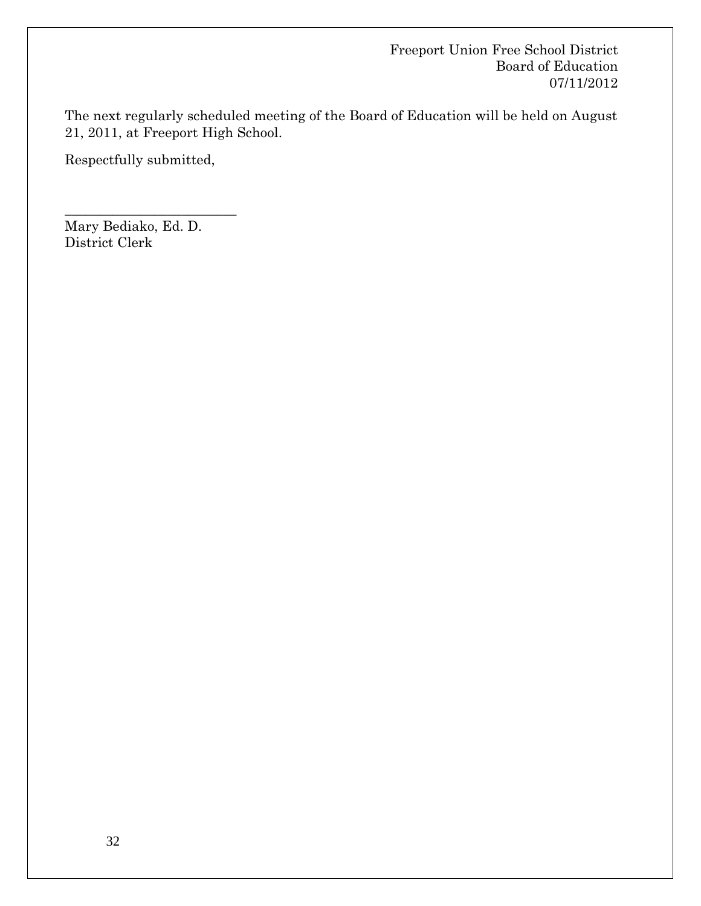The next regularly scheduled meeting of the Board of Education will be held on August 21, 2011, at Freeport High School.

Respectfully submitted,

_________________________

Mary Bediako, Ed. D.
District Clerk